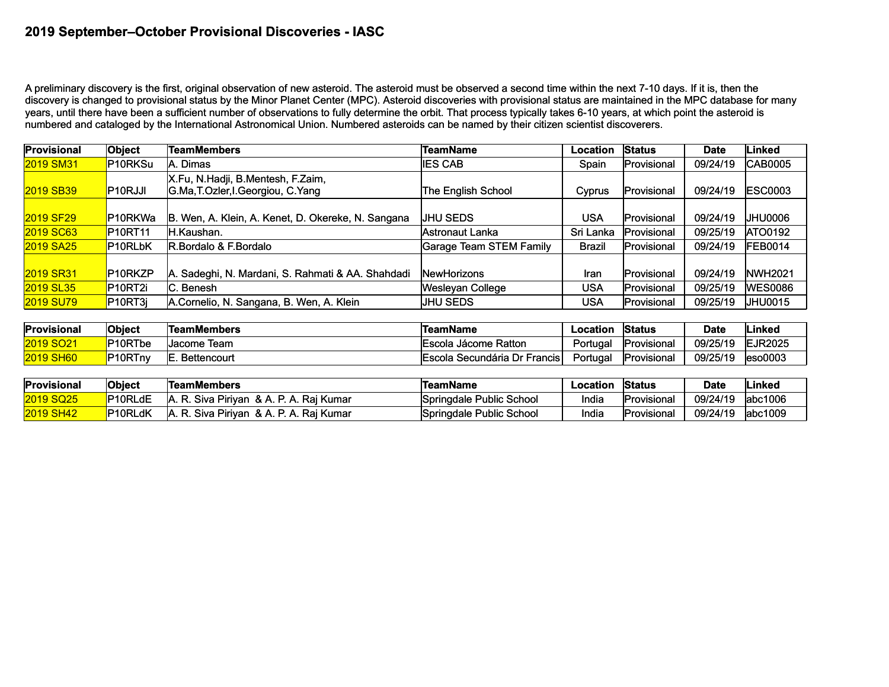# 2019 September–October Provisional Discoveries - IASC

A preliminary discovery is the first, original observation of new asteroid. The asteroid must be observed a second time within the next 7-10 days. If it is, then the discovery is changed to provisional status by the Minor Planet Center (MPC). Asteroid discoveries with provisional status are maintained in the MPC database for many years, until there have been a sufficient number of observations to fully determine the orbit. That process typically takes 6-10 years, at which point the asteroid is numbered and cataloged by the International Astronomical Union. Numbered asteroids can be named by their citizen scientist discoverers.

| Provisional | Object | TeamMembers | TeamName | Location | Status | Date | Linked |
|---|---|---|---|---|---|---|---|
| 2019 SM31 | P10RKSu | A. Dimas | IES CAB | Spain | Provisional | 09/24/19 | CAB0005 |
| 2019 SB39 | P10RJJl | X.Fu, N.Hadji, B.Mentesh, F.Zaim, G.Ma,T.Ozler,I.Georgiou, C.Yang | The English School | Cyprus | Provisional | 09/24/19 | ESC0003 |
| 2019 SF29 | P10RKWa | B. Wen, A. Klein, A. Kenet, D. Okereke, N. Sangana | JHU SEDS | USA | Provisional | 09/24/19 | JHU0006 |
| 2019 SC63 | P10RT11 | H.Kaushan. | Astronaut Lanka | Sri Lanka | Provisional | 09/25/19 | ATO0192 |
| 2019 SA25 | P10RLbK | R.Bordalo & F.Bordalo | Garage Team STEM Family | Brazil | Provisional | 09/24/19 | FEB0014 |
| 2019 SR31 | P10RKZP | A. Sadeghi, N. Mardani, S. Rahmati & AA. Shahdadi | NewHorizons | Iran | Provisional | 09/24/19 | NWH2021 |
| 2019 SL35 | P10RT2i | C. Benesh | Wesleyan College | USA | Provisional | 09/25/19 | WES0086 |
| 2019 SU79 | P10RT3j | A.Cornelio, N. Sangana, B. Wen, A. Klein | JHU SEDS | USA | Provisional | 09/25/19 | JHU0015 |

| Provisional | Object | TeamMembers | TeamName | Location | Status | Date | Linked |
|---|---|---|---|---|---|---|---|
| 2019 SO21 | P10RTbe | Jacome Team | Escola Jácome Ratton | Portugal | Provisional | 09/25/19 | EJR2025 |
| 2019 SH60 | P10RTny | E. Bettencourt | Escola Secundária Dr Francis | Portugal | Provisional | 09/25/19 | eso0003 |

| Provisional | Object | TeamMembers | TeamName | Location | Status | Date | Linked |
|---|---|---|---|---|---|---|---|
| 2019 SQ25 | P10RLdE | A. R. Siva Piriyan & A. P. A. Raj Kumar | Springdale Public School | India | Provisional | 09/24/19 | abc1006 |
| 2019 SH42 | P10RLdK | A. R. Siva Piriyan & A. P. A. Raj Kumar | Springdale Public School | India | Provisional | 09/24/19 | abc1009 |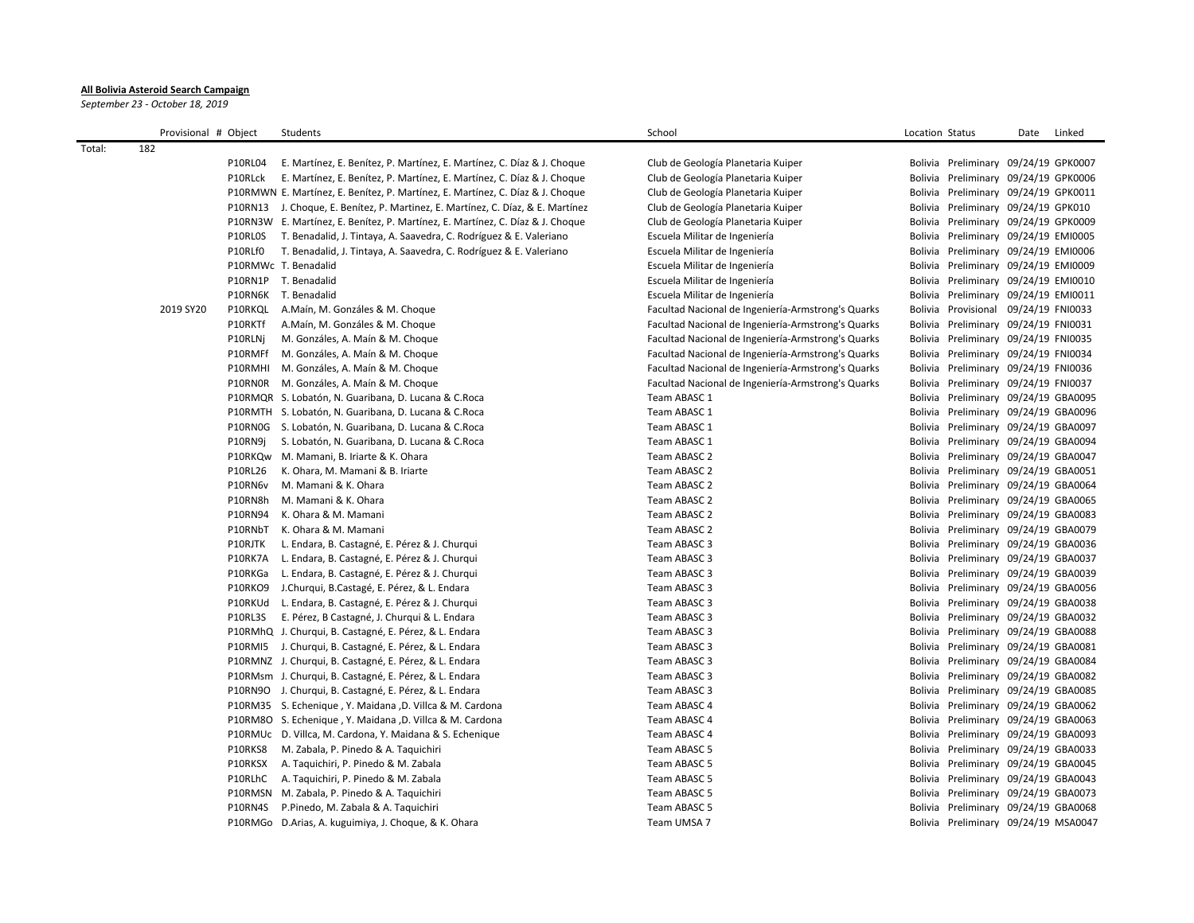**All Bolivia Asteroid Search Campaign**

*September 23 - October 18, 2019*

| | Provisional # | Object | Students | School | Location | Status | Date | Linked |
|---|---|---|---|---|---|---|---|---|
| Total: | 182 | | | | | | | |
| | | P10RL04 | E. Martínez, E. Benítez, P. Martínez, E. Martínez, C. Díaz & J. Choque | Club de Geología Planetaria Kuiper | Bolivia | Preliminary | 09/24/19 | GPK0007 |
| | | P10RLck | E. Martínez, E. Benítez, P. Martínez, E. Martínez, C. Díaz & J. Choque | Club de Geología Planetaria Kuiper | Bolivia | Preliminary | 09/24/19 | GPK0006 |
| | | P10RMWN | E. Martínez, E. Benítez, P. Martínez, E. Martínez, C. Díaz & J. Choque | Club de Geología Planetaria Kuiper | Bolivia | Preliminary | 09/24/19 | GPK0011 |
| | | P10RN13 | J. Choque, E. Benítez, P. Martinez, E. Martínez, C. Díaz, & E. Martínez | Club de Geología Planetaria Kuiper | Bolivia | Preliminary | 09/24/19 | GPK010 |
| | | P10RN3W | E. Martínez, E. Benítez, P. Martínez, E. Martínez, C. Díaz & J. Choque | Club de Geología Planetaria Kuiper | Bolivia | Preliminary | 09/24/19 | GPK0009 |
| | | P10RL0S | T. Benadalid, J. Tintaya, A. Saavedra, C. Rodríguez & E. Valeriano | Escuela Militar de Ingeniería | Bolivia | Preliminary | 09/24/19 | EMI0005 |
| | | P10RLf0 | T. Benadalid, J. Tintaya, A. Saavedra, C. Rodríguez & E. Valeriano | Escuela Militar de Ingeniería | Bolivia | Preliminary | 09/24/19 | EMI0006 |
| | | P10RMWc | T. Benadalid | Escuela Militar de Ingeniería | Bolivia | Preliminary | 09/24/19 | EMI0009 |
| | | P10RN1P | T. Benadalid | Escuela Militar de Ingeniería | Bolivia | Preliminary | 09/24/19 | EMI0010 |
| | | P10RN6K | T. Benadalid | Escuela Militar de Ingeniería | Bolivia | Preliminary | 09/24/19 | EMI0011 |
| | 2019 SY20 | P10RKQL | A.Maín, M. Gonzáles & M. Choque | Facultad Nacional de Ingeniería-Armstrong's Quarks | Bolivia | Provisional | 09/24/19 | FNI0033 |
| | | P10RKTf | A.Maín, M. Gonzáles & M. Choque | Facultad Nacional de Ingeniería-Armstrong's Quarks | Bolivia | Preliminary | 09/24/19 | FNI0031 |
| | | P10RLNj | M. Gonzáles, A. Maín & M. Choque | Facultad Nacional de Ingeniería-Armstrong's Quarks | Bolivia | Preliminary | 09/24/19 | FNI0035 |
| | | P10RMFf | M. Gonzáles, A. Maín & M. Choque | Facultad Nacional de Ingeniería-Armstrong's Quarks | Bolivia | Preliminary | 09/24/19 | FNI0034 |
| | | P10RMHI | M. Gonzáles, A. Maín & M. Choque | Facultad Nacional de Ingeniería-Armstrong's Quarks | Bolivia | Preliminary | 09/24/19 | FNI0036 |
| | | P10RN0R | M. Gonzáles, A. Maín & M. Choque | Facultad Nacional de Ingeniería-Armstrong's Quarks | Bolivia | Preliminary | 09/24/19 | FNI0037 |
| | | P10RMQR | S. Lobatón, N. Guaribana, D. Lucana & C.Roca | Team ABASC 1 | Bolivia | Preliminary | 09/24/19 | GBA0095 |
| | | P10RMTH | S. Lobatón, N. Guaribana, D. Lucana & C.Roca | Team ABASC 1 | Bolivia | Preliminary | 09/24/19 | GBA0096 |
| | | P10RN0G | S. Lobatón, N. Guaribana, D. Lucana & C.Roca | Team ABASC 1 | Bolivia | Preliminary | 09/24/19 | GBA0097 |
| | | P10RN9j | S. Lobatón, N. Guaribana, D. Lucana & C.Roca | Team ABASC 1 | Bolivia | Preliminary | 09/24/19 | GBA0094 |
| | | P10RKQw | M. Mamani, B. Iriarte & K. Ohara | Team ABASC 2 | Bolivia | Preliminary | 09/24/19 | GBA0047 |
| | | P10RL26 | K. Ohara, M. Mamani & B. Iriarte | Team ABASC 2 | Bolivia | Preliminary | 09/24/19 | GBA0051 |
| | | P10RN6v | M. Mamani & K. Ohara | Team ABASC 2 | Bolivia | Preliminary | 09/24/19 | GBA0064 |
| | | P10RN8h | M. Mamani & K. Ohara | Team ABASC 2 | Bolivia | Preliminary | 09/24/19 | GBA0065 |
| | | P10RN94 | K. Ohara & M. Mamani | Team ABASC 2 | Bolivia | Preliminary | 09/24/19 | GBA0083 |
| | | P10RNbT | K. Ohara & M. Mamani | Team ABASC 2 | Bolivia | Preliminary | 09/24/19 | GBA0079 |
| | | P10RJTK | L. Endara, B. Castagné, E. Pérez & J. Churqui | Team ABASC 3 | Bolivia | Preliminary | 09/24/19 | GBA0036 |
| | | P10RK7A | L. Endara, B. Castagné, E. Pérez & J. Churqui | Team ABASC 3 | Bolivia | Preliminary | 09/24/19 | GBA0037 |
| | | P10RKGa | L. Endara, B. Castagné, E. Pérez & J. Churqui | Team ABASC 3 | Bolivia | Preliminary | 09/24/19 | GBA0039 |
| | | P10RKO9 | J.Churqui, B.Castagé, E. Pérez, & L. Endara | Team ABASC 3 | Bolivia | Preliminary | 09/24/19 | GBA0056 |
| | | P10RKUd | L. Endara, B. Castagné, E. Pérez & J. Churqui | Team ABASC 3 | Bolivia | Preliminary | 09/24/19 | GBA0038 |
| | | P10RL3S | E. Pérez, B Castagné, J. Churqui & L. Endara | Team ABASC 3 | Bolivia | Preliminary | 09/24/19 | GBA0032 |
| | | P10RMhQ | J. Churqui, B. Castagné, E. Pérez, & L. Endara | Team ABASC 3 | Bolivia | Preliminary | 09/24/19 | GBA0088 |
| | | P10RMI5 | J. Churqui, B. Castagné, E. Pérez, & L. Endara | Team ABASC 3 | Bolivia | Preliminary | 09/24/19 | GBA0081 |
| | | P10RMNZ | J. Churqui, B. Castagné, E. Pérez, & L. Endara | Team ABASC 3 | Bolivia | Preliminary | 09/24/19 | GBA0084 |
| | | P10RMsm | J. Churqui, B. Castagné, E. Pérez, & L. Endara | Team ABASC 3 | Bolivia | Preliminary | 09/24/19 | GBA0082 |
| | | P10RN9O | J. Churqui, B. Castagné, E. Pérez, & L. Endara | Team ABASC 3 | Bolivia | Preliminary | 09/24/19 | GBA0085 |
| | | P10RM35 | S. Echenique , Y. Maidana ,D. Villca & M. Cardona | Team ABASC 4 | Bolivia | Preliminary | 09/24/19 | GBA0062 |
| | | P10RM8O | S. Echenique , Y. Maidana ,D. Villca & M. Cardona | Team ABASC 4 | Bolivia | Preliminary | 09/24/19 | GBA0063 |
| | | P10RMUc | D. Villca, M. Cardona, Y. Maidana & S. Echenique | Team ABASC 4 | Bolivia | Preliminary | 09/24/19 | GBA0093 |
| | | P10RKS8 | M. Zabala, P. Pinedo & A. Taquichiri | Team ABASC 5 | Bolivia | Preliminary | 09/24/19 | GBA0033 |
| | | P10RKSX | A. Taquichiri, P. Pinedo & M. Zabala | Team ABASC 5 | Bolivia | Preliminary | 09/24/19 | GBA0045 |
| | | P10RLhC | A. Taquichiri, P. Pinedo & M. Zabala | Team ABASC 5 | Bolivia | Preliminary | 09/24/19 | GBA0043 |
| | | P10RMSN | M. Zabala, P. Pinedo & A. Taquichiri | Team ABASC 5 | Bolivia | Preliminary | 09/24/19 | GBA0073 |
| | | P10RN4S | P.Pinedo, M. Zabala & A. Taquichiri | Team ABASC 5 | Bolivia | Preliminary | 09/24/19 | GBA0068 |
| | | P10RMGo | D.Arias, A. kuguimiya, J. Choque, & K. Ohara | Team UMSA 7 | Bolivia | Preliminary | 09/24/19 | MSA0047 |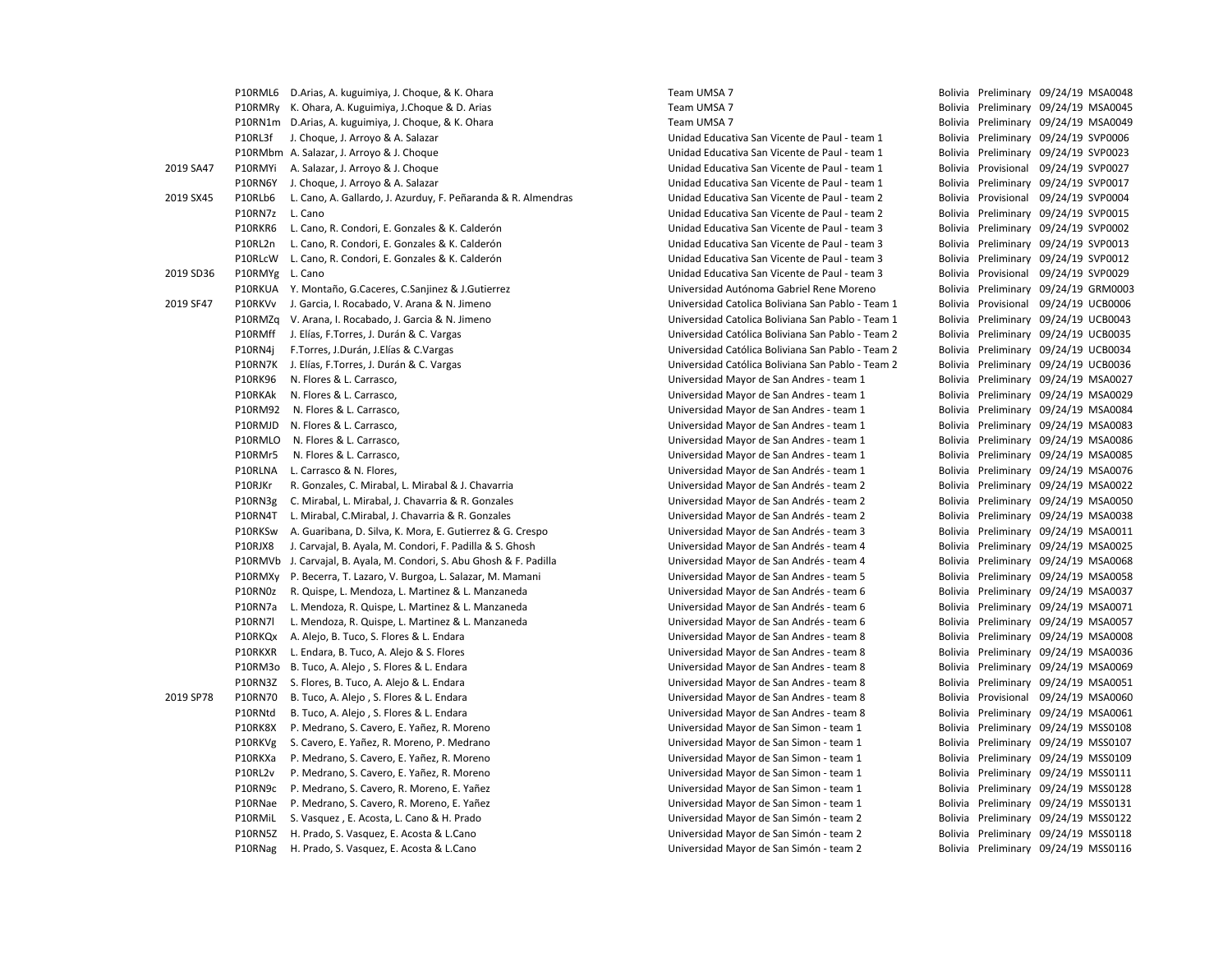| | | | | | | | |
|---|---|---|---|---|---|---|---|
| | P10RML6 | D.Arias, A. kuguimiya, J. Choque, & K. Ohara | Team UMSA 7 | Bolivia | Preliminary | 09/24/19 | MSA0048 |
| | P10RMRy | K. Ohara, A. Kuguimiya, J.Choque & D. Arias | Team UMSA 7 | Bolivia | Preliminary | 09/24/19 | MSA0045 |
| | P10RN1m | D.Arias, A. kuguimiya, J. Choque, & K. Ohara | Team UMSA 7 | Bolivia | Preliminary | 09/24/19 | MSA0049 |
| | P10RL3f | J. Choque, J. Arroyo & A. Salazar | Unidad Educativa San Vicente de Paul - team 1 | Bolivia | Preliminary | 09/24/19 | SVP0006 |
| | P10RMbm | A. Salazar, J. Arroyo & J. Choque | Unidad Educativa San Vicente de Paul - team 1 | Bolivia | Preliminary | 09/24/19 | SVP0023 |
| 2019 SA47 | P10RMYi | A. Salazar, J. Arroyo & J. Choque | Unidad Educativa San Vicente de Paul - team 1 | Bolivia | Provisional | 09/24/19 | SVP0027 |
| | P10RN6Y | J. Choque, J. Arroyo & A. Salazar | Unidad Educativa San Vicente de Paul - team 1 | Bolivia | Preliminary | 09/24/19 | SVP0017 |
| 2019 SX45 | P10RLb6 | L. Cano, A. Gallardo, J. Azurduy, F. Peñaranda & R. Almendras | Unidad Educativa San Vicente de Paul - team 2 | Bolivia | Provisional | 09/24/19 | SVP0004 |
| | P10RN7z | L. Cano | Unidad Educativa San Vicente de Paul - team 2 | Bolivia | Preliminary | 09/24/19 | SVP0015 |
| | P10RKR6 | L. Cano, R. Condori, E. Gonzales & K. Calderón | Unidad Educativa San Vicente de Paul - team 3 | Bolivia | Preliminary | 09/24/19 | SVP0002 |
| | P10RL2n | L. Cano, R. Condori, E. Gonzales & K. Calderón | Unidad Educativa San Vicente de Paul - team 3 | Bolivia | Preliminary | 09/24/19 | SVP0013 |
| | P10RLcW | L. Cano, R. Condori, E. Gonzales & K. Calderón | Unidad Educativa San Vicente de Paul - team 3 | Bolivia | Preliminary | 09/24/19 | SVP0012 |
| 2019 SD36 | P10RMYg | L. Cano | Unidad Educativa San Vicente de Paul - team 3 | Bolivia | Provisional | 09/24/19 | SVP0029 |
| | P10RKUA | Y. Montaño, G.Caceres, C.Sanjinez & J.Gutierrez | Universidad Autónoma Gabriel Rene Moreno | Bolivia | Preliminary | 09/24/19 | GRM0003 |
| 2019 SF47 | P10RKVv | J. Garcia, I. Rocabado, V. Arana & N. Jimeno | Universidad Catolica Boliviana San Pablo - Team 1 | Bolivia | Provisional | 09/24/19 | UCB0006 |
| | P10RMZq | V. Arana, I. Rocabado, J. Garcia & N. Jimeno | Universidad Catolica Boliviana San Pablo - Team 1 | Bolivia | Preliminary | 09/24/19 | UCB0043 |
| | P10RMff | J. Elías, F.Torres, J. Durán & C. Vargas | Universidad Católica Boliviana San Pablo - Team 2 | Bolivia | Preliminary | 09/24/19 | UCB0035 |
| | P10RN4j | F.Torres, J.Durán, J.Elías & C.Vargas | Universidad Católica Boliviana San Pablo - Team 2 | Bolivia | Preliminary | 09/24/19 | UCB0034 |
| | P10RN7K | J. Elías, F.Torres, J. Durán & C. Vargas | Universidad Católica Boliviana San Pablo - Team 2 | Bolivia | Preliminary | 09/24/19 | UCB0036 |
| | P10RK96 | N. Flores & L. Carrasco, | Universidad Mayor de San Andres - team 1 | Bolivia | Preliminary | 09/24/19 | MSA0027 |
| | P10RKAk | N. Flores & L. Carrasco, | Universidad Mayor de San Andres - team 1 | Bolivia | Preliminary | 09/24/19 | MSA0029 |
| | P10RM92 | N. Flores & L. Carrasco, | Universidad Mayor de San Andres - team 1 | Bolivia | Preliminary | 09/24/19 | MSA0084 |
| | P10RMJD | N. Flores & L. Carrasco, | Universidad Mayor de San Andres - team 1 | Bolivia | Preliminary | 09/24/19 | MSA0083 |
| | P10RMLO | N. Flores & L. Carrasco, | Universidad Mayor de San Andres - team 1 | Bolivia | Preliminary | 09/24/19 | MSA0086 |
| | P10RMr5 | N. Flores & L. Carrasco, | Universidad Mayor de San Andres - team 1 | Bolivia | Preliminary | 09/24/19 | MSA0085 |
| | P10RLNA | L. Carrasco & N. Flores, | Universidad Mayor de San Andrés - team 1 | Bolivia | Preliminary | 09/24/19 | MSA0076 |
| | P10RJKr | R. Gonzales, C. Mirabal, L. Mirabal & J. Chavarria | Universidad Mayor de San Andrés - team 2 | Bolivia | Preliminary | 09/24/19 | MSA0022 |
| | P10RN3g | C. Mirabal, L. Mirabal, J. Chavarria & R. Gonzales | Universidad Mayor de San Andrés - team 2 | Bolivia | Preliminary | 09/24/19 | MSA0050 |
| | P10RN4T | L. Mirabal, C.Mirabal, J. Chavarria & R. Gonzales | Universidad Mayor de San Andrés - team 2 | Bolivia | Preliminary | 09/24/19 | MSA0038 |
| | P10RKSw | A. Guaribana, D. Silva, K. Mora, E. Gutierrez & G. Crespo | Universidad Mayor de San Andrés - team 3 | Bolivia | Preliminary | 09/24/19 | MSA0011 |
| | P10RJX8 | J. Carvajal, B. Ayala, M. Condori, F. Padilla & S. Ghosh | Universidad Mayor de San Andrés - team 4 | Bolivia | Preliminary | 09/24/19 | MSA0025 |
| | P10RMVb | J. Carvajal, B. Ayala, M. Condori, S. Abu Ghosh & F. Padilla | Universidad Mayor de San Andrés - team 4 | Bolivia | Preliminary | 09/24/19 | MSA0068 |
| | P10RMXy | P. Becerra, T. Lazaro, V. Burgoa, L. Salazar, M. Mamani | Universidad Mayor de San Andres - team 5 | Bolivia | Preliminary | 09/24/19 | MSA0058 |
| | P10RN0z | R. Quispe, L. Mendoza, L. Martinez & L. Manzaneda | Universidad Mayor de San Andrés - team 6 | Bolivia | Preliminary | 09/24/19 | MSA0037 |
| | P10RN7a | L. Mendoza, R. Quispe, L. Martinez & L. Manzaneda | Universidad Mayor de San Andrés - team 6 | Bolivia | Preliminary | 09/24/19 | MSA0071 |
| | P10RN7l | L. Mendoza, R. Quispe, L. Martinez & L. Manzaneda | Universidad Mayor de San Andrés - team 6 | Bolivia | Preliminary | 09/24/19 | MSA0057 |
| | P10RKQx | A. Alejo, B. Tuco, S. Flores & L. Endara | Universidad Mayor de San Andres - team 8 | Bolivia | Preliminary | 09/24/19 | MSA0008 |
| | P10RKXR | L. Endara, B. Tuco, A. Alejo & S. Flores | Universidad Mayor de San Andres - team 8 | Bolivia | Preliminary | 09/24/19 | MSA0036 |
| | P10RM3o | B. Tuco, A. Alejo , S. Flores & L. Endara | Universidad Mayor de San Andres - team 8 | Bolivia | Preliminary | 09/24/19 | MSA0069 |
| | P10RN3Z | S. Flores, B. Tuco, A. Alejo & L. Endara | Universidad Mayor de San Andres - team 8 | Bolivia | Preliminary | 09/24/19 | MSA0051 |
| 2019 SP78 | P10RN70 | B. Tuco, A. Alejo , S. Flores & L. Endara | Universidad Mayor de San Andres - team 8 | Bolivia | Provisional | 09/24/19 | MSA0060 |
| | P10RNtd | B. Tuco, A. Alejo , S. Flores & L. Endara | Universidad Mayor de San Andres - team 8 | Bolivia | Preliminary | 09/24/19 | MSA0061 |
| | P10RK8X | P. Medrano, S. Cavero, E. Yañez, R. Moreno | Universidad Mayor de San Simon - team 1 | Bolivia | Preliminary | 09/24/19 | MSS0108 |
| | P10RKVg | S. Cavero, E. Yañez, R. Moreno, P. Medrano | Universidad Mayor de San Simon - team 1 | Bolivia | Preliminary | 09/24/19 | MSS0107 |
| | P10RKXa | P. Medrano, S. Cavero, E. Yañez, R. Moreno | Universidad Mayor de San Simon - team 1 | Bolivia | Preliminary | 09/24/19 | MSS0109 |
| | P10RL2v | P. Medrano, S. Cavero, E. Yañez, R. Moreno | Universidad Mayor de San Simon - team 1 | Bolivia | Preliminary | 09/24/19 | MSS0111 |
| | P10RN9c | P. Medrano, S. Cavero, R. Moreno, E. Yañez | Universidad Mayor de San Simon - team 1 | Bolivia | Preliminary | 09/24/19 | MSS0128 |
| | P10RNae | P. Medrano, S. Cavero, R. Moreno, E. Yañez | Universidad Mayor de San Simon - team 1 | Bolivia | Preliminary | 09/24/19 | MSS0131 |
| | P10RMiL | S. Vasquez , E. Acosta, L. Cano & H. Prado | Universidad Mayor de San Simón - team 2 | Bolivia | Preliminary | 09/24/19 | MSS0122 |
| | P10RN5Z | H. Prado, S. Vasquez, E. Acosta & L.Cano | Universidad Mayor de San Simón - team 2 | Bolivia | Preliminary | 09/24/19 | MSS0118 |
| | P10RNag | H. Prado, S. Vasquez, E. Acosta & L.Cano | Universidad Mayor de San Simón - team 2 | Bolivia | Preliminary | 09/24/19 | MSS0116 |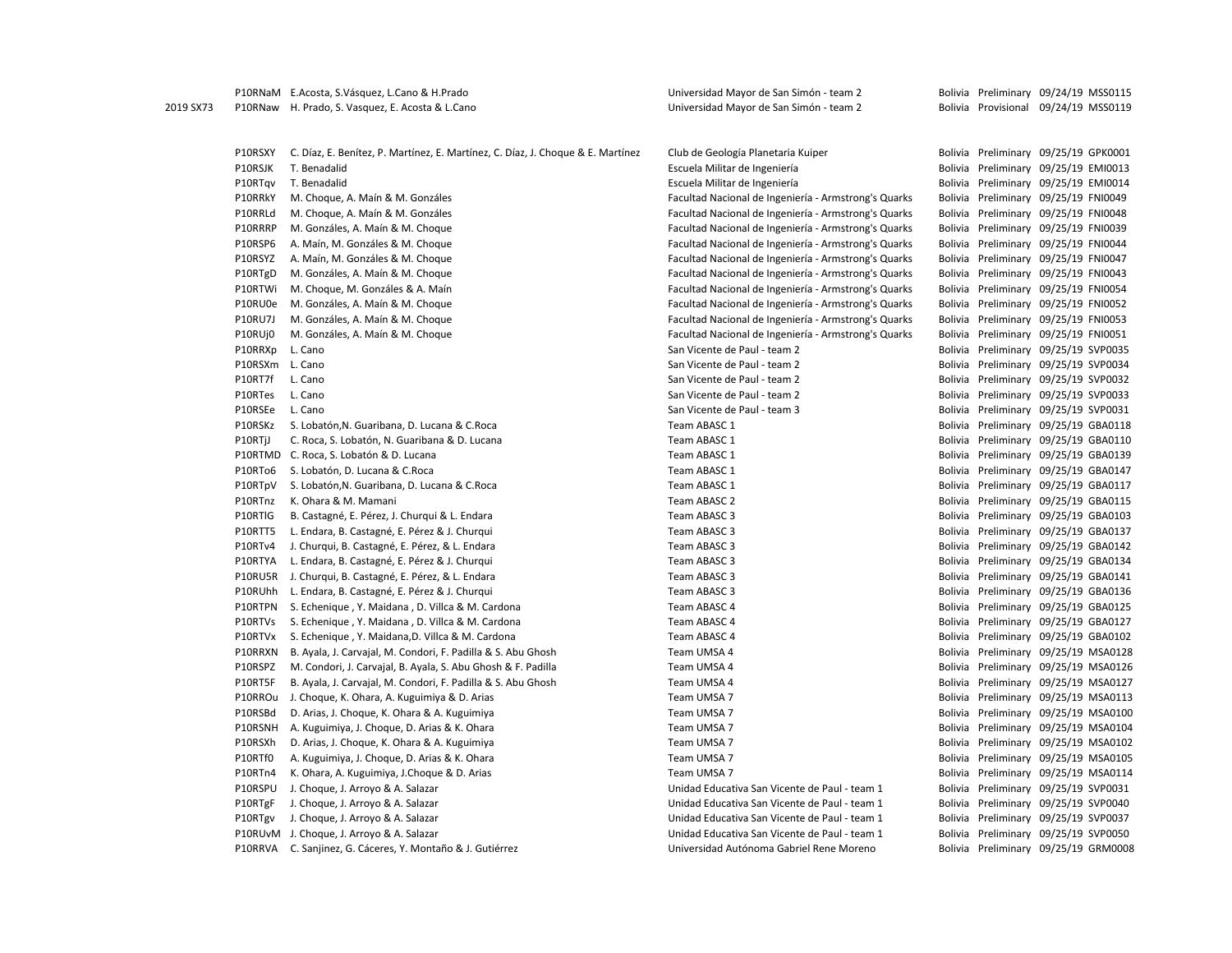| | | | | | | | |
|---|---|---|---|---|---|---|---|
| | P10RNaM | E.Acosta, S.Vásquez, L.Cano & H.Prado | Universidad Mayor de San Simón - team 2 | Bolivia | Preliminary | 09/24/19 | MSS0115 |
| 2019 SX73 | P10RNaw | H. Prado, S. Vasquez, E. Acosta & L.Cano | Universidad Mayor de San Simón - team 2 | Bolivia | Provisional | 09/24/19 | MSS0119 |
| | P10RSXY | C. Díaz, E. Benítez, P. Martínez, E. Martínez, C. Díaz, J. Choque & E. Martínez | Club de Geología Planetaria Kuiper | Bolivia | Preliminary | 09/25/19 | GPK0001 |
| | P10RSJK | T. Benadalid | Escuela Militar de Ingeniería | Bolivia | Preliminary | 09/25/19 | EMI0013 |
| | P10RTqv | T. Benadalid | Escuela Militar de Ingeniería | Bolivia | Preliminary | 09/25/19 | EMI0014 |
| | P10RRkY | M. Choque, A. Maín & M. Gonzáles | Facultad Nacional de Ingeniería - Armstrong's Quarks | Bolivia | Preliminary | 09/25/19 | FNI0049 |
| | P10RRLd | M. Choque, A. Maín & M. Gonzáles | Facultad Nacional de Ingeniería - Armstrong's Quarks | Bolivia | Preliminary | 09/25/19 | FNI0048 |
| | P10RRRP | M. Gonzáles, A. Maín & M. Choque | Facultad Nacional de Ingeniería - Armstrong's Quarks | Bolivia | Preliminary | 09/25/19 | FNI0039 |
| | P10RSP6 | A. Maín, M. Gonzáles & M. Choque | Facultad Nacional de Ingeniería - Armstrong's Quarks | Bolivia | Preliminary | 09/25/19 | FNI0044 |
| | P10RSYZ | A. Maín, M. Gonzáles & M. Choque | Facultad Nacional de Ingeniería - Armstrong's Quarks | Bolivia | Preliminary | 09/25/19 | FNI0047 |
| | P10RTgD | M. Gonzáles, A. Maín & M. Choque | Facultad Nacional de Ingeniería - Armstrong's Quarks | Bolivia | Preliminary | 09/25/19 | FNI0043 |
| | P10RTWi | M. Choque, M. Gonzáles & A. Maín | Facultad Nacional de Ingeniería - Armstrong's Quarks | Bolivia | Preliminary | 09/25/19 | FNI0054 |
| | P10RU0e | M. Gonzáles, A. Maín & M. Choque | Facultad Nacional de Ingeniería - Armstrong's Quarks | Bolivia | Preliminary | 09/25/19 | FNI0052 |
| | P10RU7J | M. Gonzáles, A. Maín & M. Choque | Facultad Nacional de Ingeniería - Armstrong's Quarks | Bolivia | Preliminary | 09/25/19 | FNI0053 |
| | P10RUj0 | M. Gonzáles, A. Maín & M. Choque | Facultad Nacional de Ingeniería - Armstrong's Quarks | Bolivia | Preliminary | 09/25/19 | FNI0051 |
| | P10RRXp | L. Cano | San Vicente de Paul - team 2 | Bolivia | Preliminary | 09/25/19 | SVP0035 |
| | P10RSXm | L. Cano | San Vicente de Paul - team 2 | Bolivia | Preliminary | 09/25/19 | SVP0034 |
| | P10RT7f | L. Cano | San Vicente de Paul - team 2 | Bolivia | Preliminary | 09/25/19 | SVP0032 |
| | P10RTes | L. Cano | San Vicente de Paul - team 2 | Bolivia | Preliminary | 09/25/19 | SVP0033 |
| | P10RSEe | L. Cano | San Vicente de Paul - team 3 | Bolivia | Preliminary | 09/25/19 | SVP0031 |
| | P10RSKz | S. Lobatón,N. Guaribana, D. Lucana & C.Roca | Team ABASC 1 | Bolivia | Preliminary | 09/25/19 | GBA0118 |
| | P10RTjJ | C. Roca, S. Lobatón, N. Guaribana & D. Lucana | Team ABASC 1 | Bolivia | Preliminary | 09/25/19 | GBA0110 |
| | P10RTMD | C. Roca, S. Lobatón & D. Lucana | Team ABASC 1 | Bolivia | Preliminary | 09/25/19 | GBA0139 |
| | P10RTo6 | S. Lobatón, D. Lucana & C.Roca | Team ABASC 1 | Bolivia | Preliminary | 09/25/19 | GBA0147 |
| | P10RTpV | S. Lobatón,N. Guaribana, D. Lucana & C.Roca | Team ABASC 1 | Bolivia | Preliminary | 09/25/19 | GBA0117 |
| | P10RTnz | K. Ohara & M. Mamani | Team ABASC 2 | Bolivia | Preliminary | 09/25/19 | GBA0115 |
| | P10RTlG | B. Castagné, E. Pérez, J. Churqui & L. Endara | Team ABASC 3 | Bolivia | Preliminary | 09/25/19 | GBA0103 |
| | P10RTT5 | L. Endara, B. Castagné, E. Pérez & J. Churqui | Team ABASC 3 | Bolivia | Preliminary | 09/25/19 | GBA0137 |
| | P10RTv4 | J. Churqui, B. Castagné, E. Pérez, & L. Endara | Team ABASC 3 | Bolivia | Preliminary | 09/25/19 | GBA0142 |
| | P10RTYA | L. Endara, B. Castagné, E. Pérez & J. Churqui | Team ABASC 3 | Bolivia | Preliminary | 09/25/19 | GBA0134 |
| | P10RU5R | J. Churqui, B. Castagné, E. Pérez, & L. Endara | Team ABASC 3 | Bolivia | Preliminary | 09/25/19 | GBA0141 |
| | P10RUhh | L. Endara, B. Castagné, E. Pérez & J. Churqui | Team ABASC 3 | Bolivia | Preliminary | 09/25/19 | GBA0136 |
| | P10RTPN | S. Echenique , Y. Maidana , D. Villca & M. Cardona | Team ABASC 4 | Bolivia | Preliminary | 09/25/19 | GBA0125 |
| | P10RTVs | S. Echenique , Y. Maidana , D. Villca & M. Cardona | Team ABASC 4 | Bolivia | Preliminary | 09/25/19 | GBA0127 |
| | P10RTVx | S. Echenique , Y. Maidana,D. Villca & M. Cardona | Team ABASC 4 | Bolivia | Preliminary | 09/25/19 | GBA0102 |
| | P10RRXN | B. Ayala, J. Carvajal, M. Condori, F. Padilla & S. Abu Ghosh | Team UMSA 4 | Bolivia | Preliminary | 09/25/19 | MSA0128 |
| | P10RSPZ | M. Condori, J. Carvajal, B. Ayala, S. Abu Ghosh & F. Padilla | Team UMSA 4 | Bolivia | Preliminary | 09/25/19 | MSA0126 |
| | P10RT5F | B. Ayala, J. Carvajal, M. Condori, F. Padilla & S. Abu Ghosh | Team UMSA 4 | Bolivia | Preliminary | 09/25/19 | MSA0127 |
| | P10RROu | J. Choque, K. Ohara, A. Kuguimiya & D. Arias | Team UMSA 7 | Bolivia | Preliminary | 09/25/19 | MSA0113 |
| | P10RSBd | D. Arias, J. Choque, K. Ohara & A. Kuguimiya | Team UMSA 7 | Bolivia | Preliminary | 09/25/19 | MSA0100 |
| | P10RSNH | A. Kuguimiya, J. Choque, D. Arias & K. Ohara | Team UMSA 7 | Bolivia | Preliminary | 09/25/19 | MSA0104 |
| | P10RSXh | D. Arias, J. Choque, K. Ohara & A. Kuguimiya | Team UMSA 7 | Bolivia | Preliminary | 09/25/19 | MSA0102 |
| | P10RTf0 | A. Kuguimiya, J. Choque, D. Arias & K. Ohara | Team UMSA 7 | Bolivia | Preliminary | 09/25/19 | MSA0105 |
| | P10RTn4 | K. Ohara, A. Kuguimiya, J.Choque & D. Arias | Team UMSA 7 | Bolivia | Preliminary | 09/25/19 | MSA0114 |
| | P10RSPU | J. Choque, J. Arroyo & A. Salazar | Unidad Educativa San Vicente de Paul - team 1 | Bolivia | Preliminary | 09/25/19 | SVP0031 |
| | P10RTgF | J. Choque, J. Arroyo & A. Salazar | Unidad Educativa San Vicente de Paul - team 1 | Bolivia | Preliminary | 09/25/19 | SVP0040 |
| | P10RTgv | J. Choque, J. Arroyo & A. Salazar | Unidad Educativa San Vicente de Paul - team 1 | Bolivia | Preliminary | 09/25/19 | SVP0037 |
| | P10RUvM | J. Choque, J. Arroyo & A. Salazar | Unidad Educativa San Vicente de Paul - team 1 | Bolivia | Preliminary | 09/25/19 | SVP0050 |
| | P10RRVA | C. Sanjinez, G. Cáceres, Y. Montaño & J. Gutiérrez | Universidad Autónoma Gabriel Rene Moreno | Bolivia | Preliminary | 09/25/19 | GRM0008 |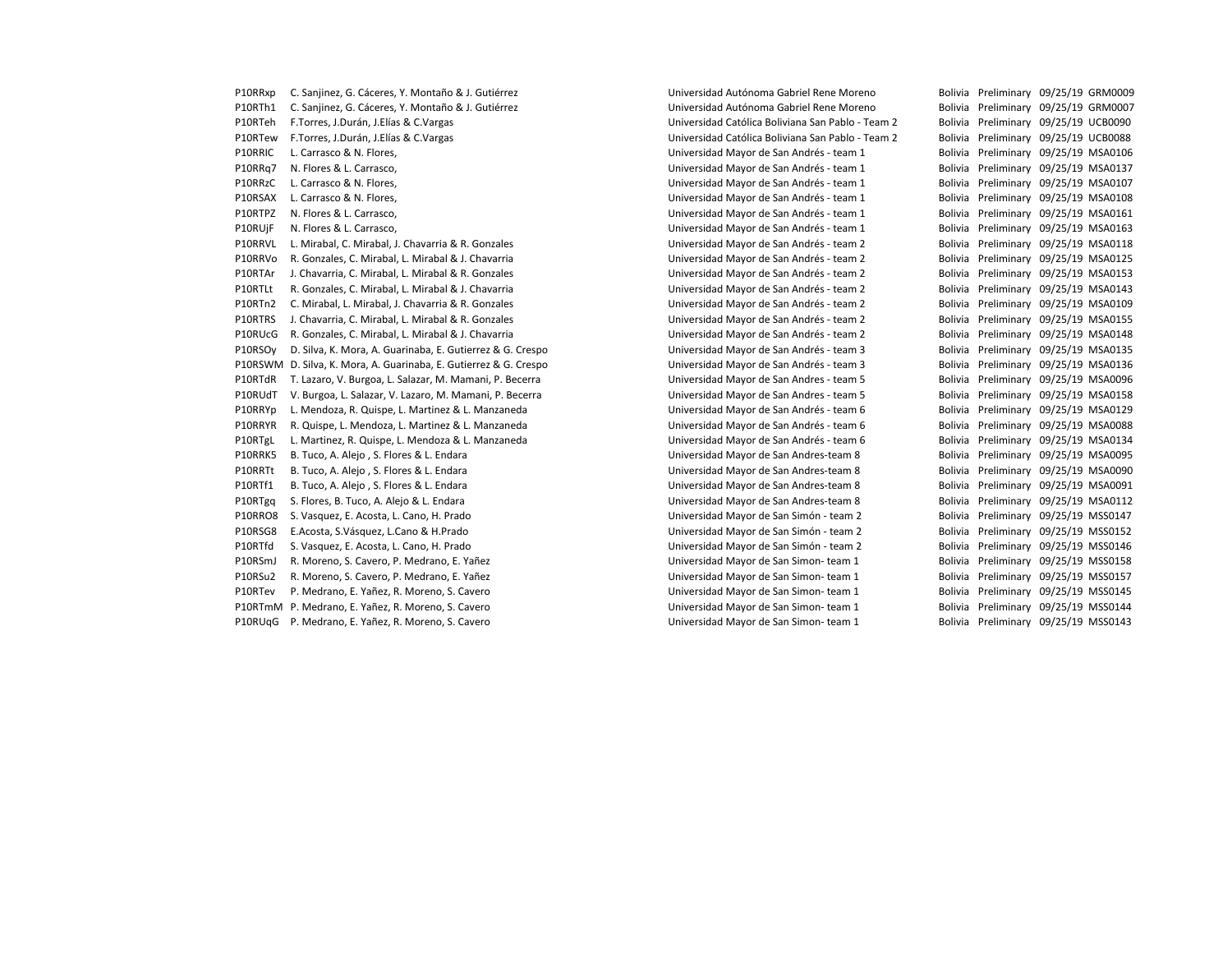| | | | | | | |
|---|---|---|---|---|---|---|
| P10RRxp | C. Sanjinez, G. Cáceres, Y. Montaño & J. Gutiérrez | Universidad Autónoma Gabriel Rene Moreno | Bolivia | Preliminary | 09/25/19 | GRM0009 |
| P10RTh1 | C. Sanjinez, G. Cáceres, Y. Montaño & J. Gutiérrez | Universidad Autónoma Gabriel Rene Moreno | Bolivia | Preliminary | 09/25/19 | GRM0007 |
| P10RTeh | F.Torres, J.Durán, J.Elías & C.Vargas | Universidad Católica Boliviana San Pablo - Team 2 | Bolivia | Preliminary | 09/25/19 | UCB0090 |
| P10RTew | F.Torres, J.Durán, J.Elías & C.Vargas | Universidad Católica Boliviana San Pablo - Team 2 | Bolivia | Preliminary | 09/25/19 | UCB0088 |
| P10RRlC | L. Carrasco & N. Flores, | Universidad Mayor de San Andrés - team 1 | Bolivia | Preliminary | 09/25/19 | MSA0106 |
| P10RRq7 | N. Flores & L. Carrasco, | Universidad Mayor de San Andrés - team 1 | Bolivia | Preliminary | 09/25/19 | MSA0137 |
| P10RRzC | L. Carrasco & N. Flores, | Universidad Mayor de San Andrés - team 1 | Bolivia | Preliminary | 09/25/19 | MSA0107 |
| P10RSAX | L. Carrasco & N. Flores, | Universidad Mayor de San Andrés - team 1 | Bolivia | Preliminary | 09/25/19 | MSA0108 |
| P10RTPZ | N. Flores & L. Carrasco, | Universidad Mayor de San Andrés - team 1 | Bolivia | Preliminary | 09/25/19 | MSA0161 |
| P10RUjF | N. Flores & L. Carrasco, | Universidad Mayor de San Andrés - team 1 | Bolivia | Preliminary | 09/25/19 | MSA0163 |
| P10RRVL | L. Mirabal, C. Mirabal, J. Chavarria & R. Gonzales | Universidad Mayor de San Andrés - team 2 | Bolivia | Preliminary | 09/25/19 | MSA0118 |
| P10RRVo | R. Gonzales, C. Mirabal, L. Mirabal & J. Chavarria | Universidad Mayor de San Andrés - team 2 | Bolivia | Preliminary | 09/25/19 | MSA0125 |
| P10RTAr | J. Chavarria, C. Mirabal, L. Mirabal & R. Gonzales | Universidad Mayor de San Andrés - team 2 | Bolivia | Preliminary | 09/25/19 | MSA0153 |
| P10RTLt | R. Gonzales, C. Mirabal, L. Mirabal & J. Chavarria | Universidad Mayor de San Andrés - team 2 | Bolivia | Preliminary | 09/25/19 | MSA0143 |
| P10RTn2 | C. Mirabal, L. Mirabal, J. Chavarria & R. Gonzales | Universidad Mayor de San Andrés - team 2 | Bolivia | Preliminary | 09/25/19 | MSA0109 |
| P10RTRS | J. Chavarria, C. Mirabal, L. Mirabal & R. Gonzales | Universidad Mayor de San Andrés - team 2 | Bolivia | Preliminary | 09/25/19 | MSA0155 |
| P10RUcG | R. Gonzales, C. Mirabal, L. Mirabal & J. Chavarria | Universidad Mayor de San Andrés - team 2 | Bolivia | Preliminary | 09/25/19 | MSA0148 |
| P10RSOy | D. Silva, K. Mora, A. Guarinaba, E. Gutierrez & G. Crespo | Universidad Mayor de San Andrés - team 3 | Bolivia | Preliminary | 09/25/19 | MSA0135 |
| P10RSWM | D. Silva, K. Mora, A. Guarinaba, E. Gutierrez & G. Crespo | Universidad Mayor de San Andrés - team 3 | Bolivia | Preliminary | 09/25/19 | MSA0136 |
| P10RTdR | T. Lazaro, V. Burgoa, L. Salazar, M. Mamani, P. Becerra | Universidad Mayor de San Andres - team 5 | Bolivia | Preliminary | 09/25/19 | MSA0096 |
| P10RUdT | V. Burgoa, L. Salazar, V. Lazaro, M. Mamani, P. Becerra | Universidad Mayor de San Andres - team 5 | Bolivia | Preliminary | 09/25/19 | MSA0158 |
| P10RRYp | L. Mendoza, R. Quispe, L. Martinez & L. Manzaneda | Universidad Mayor de San Andrés - team 6 | Bolivia | Preliminary | 09/25/19 | MSA0129 |
| P10RRYR | R. Quispe, L. Mendoza, L. Martinez & L. Manzaneda | Universidad Mayor de San Andrés - team 6 | Bolivia | Preliminary | 09/25/19 | MSA0088 |
| P10RTgL | L. Martinez, R. Quispe, L. Mendoza & L. Manzaneda | Universidad Mayor de San Andrés - team 6 | Bolivia | Preliminary | 09/25/19 | MSA0134 |
| P10RRK5 | B. Tuco, A. Alejo , S. Flores & L. Endara | Universidad Mayor de San Andres-team 8 | Bolivia | Preliminary | 09/25/19 | MSA0095 |
| P10RRTt | B. Tuco, A. Alejo , S. Flores & L. Endara | Universidad Mayor de San Andres-team 8 | Bolivia | Preliminary | 09/25/19 | MSA0090 |
| P10RTf1 | B. Tuco, A. Alejo , S. Flores & L. Endara | Universidad Mayor de San Andres-team 8 | Bolivia | Preliminary | 09/25/19 | MSA0091 |
| P10RTgq | S. Flores, B. Tuco, A. Alejo & L. Endara | Universidad Mayor de San Andres-team 8 | Bolivia | Preliminary | 09/25/19 | MSA0112 |
| P10RRO8 | S. Vasquez, E. Acosta, L. Cano, H. Prado | Universidad Mayor de San Simón - team 2 | Bolivia | Preliminary | 09/25/19 | MSS0147 |
| P10RSG8 | E.Acosta, S.Vásquez, L.Cano & H.Prado | Universidad Mayor de San Simón - team 2 | Bolivia | Preliminary | 09/25/19 | MSS0152 |
| P10RTfd | S. Vasquez, E. Acosta, L. Cano, H. Prado | Universidad Mayor de San Simón - team 2 | Bolivia | Preliminary | 09/25/19 | MSS0146 |
| P10RSmJ | R. Moreno, S. Cavero, P. Medrano, E. Yañez | Universidad Mayor de San Simon- team 1 | Bolivia | Preliminary | 09/25/19 | MSS0158 |
| P10RSu2 | R. Moreno, S. Cavero, P. Medrano, E. Yañez | Universidad Mayor de San Simon- team 1 | Bolivia | Preliminary | 09/25/19 | MSS0157 |
| P10RTev | P. Medrano, E. Yañez, R. Moreno, S. Cavero | Universidad Mayor de San Simon- team 1 | Bolivia | Preliminary | 09/25/19 | MSS0145 |
| P10RTmM | P. Medrano, E. Yañez, R. Moreno, S. Cavero | Universidad Mayor de San Simon- team 1 | Bolivia | Preliminary | 09/25/19 | MSS0144 |
| P10RUqG | P. Medrano, E. Yañez, R. Moreno, S. Cavero | Universidad Mayor de San Simon- team 1 | Bolivia | Preliminary | 09/25/19 | MSS0143 |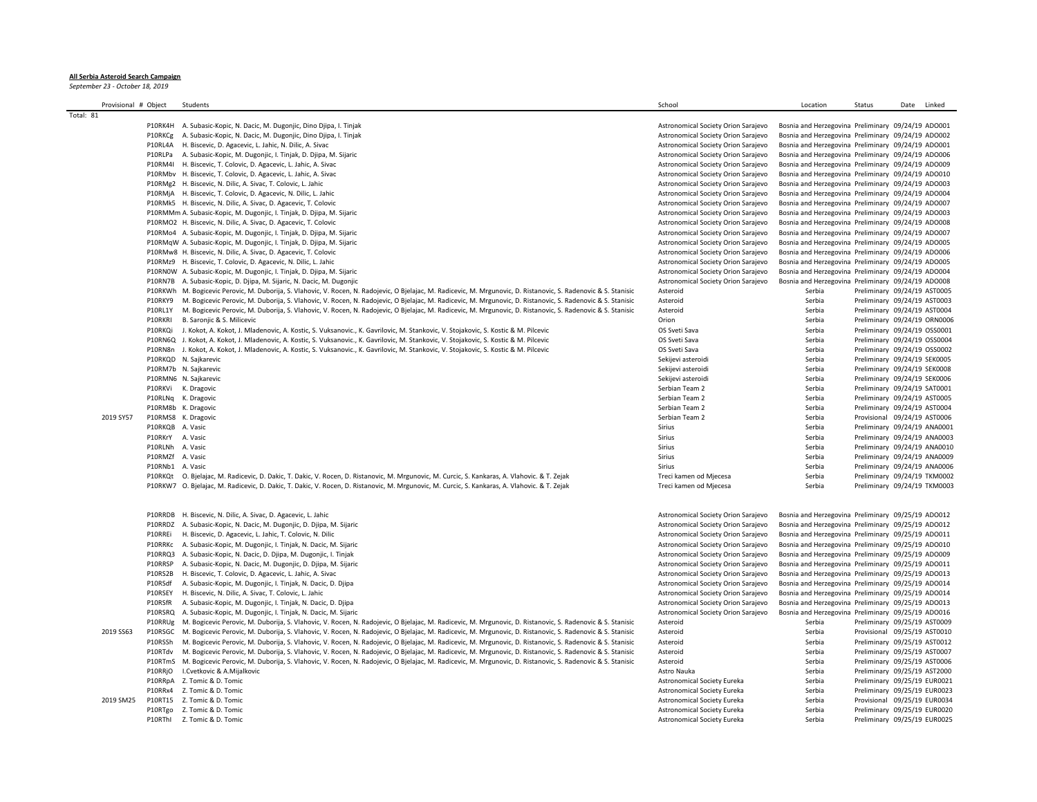**All Serbia Asteroid Search Campaign**

*September 23 - October 18, 2019*

| Provisional # | Object | Students | School | Location | Status | Date | Linked |
|---|---|---|---|---|---|---|---|
| Total: 81 | | | | | | | |
| | P10RK4H | A. Subasic-Kopic, N. Dacic, M. Dugonjic, Dino Djipa, I. Tinjak | Astronomical Society Orion Sarajevo | Bosnia and Herzegovina | Preliminary | 09/24/19 | ADO001 |
| | P10RKCg | A. Subasic-Kopic, N. Dacic, M. Dugonjic, Dino Djipa, I. Tinjak | Astronomical Society Orion Sarajevo | Bosnia and Herzegovina | Preliminary | 09/24/19 | ADO002 |
| | P10RL4A | H. Biscevic, D. Agacevic, L. Jahic, N. Dilic, A. Sivac | Astronomical Society Orion Sarajevo | Bosnia and Herzegovina | Preliminary | 09/24/19 | ADO001 |
| | P10RLPa | A. Subasic-Kopic, M. Dugonjic, I. Tinjak, D. Djipa, M. Sijaric | Astronomical Society Orion Sarajevo | Bosnia and Herzegovina | Preliminary | 09/24/19 | ADO006 |
| | P10RM4I | H. Biscevic, T. Colovic, D. Agacevic, L. Jahic, A. Sivac | Astronomical Society Orion Sarajevo | Bosnia and Herzegovina | Preliminary | 09/24/19 | ADO009 |
| | P10RMbv | H. Biscevic, T. Colovic, D. Agacevic, L. Jahic, A. Sivac | Astronomical Society Orion Sarajevo | Bosnia and Herzegovina | Preliminary | 09/24/19 | ADO010 |
| | P10RMg2 | H. Biscevic, N. Dilic, A. Sivac, T. Colovic, L. Jahic | Astronomical Society Orion Sarajevo | Bosnia and Herzegovina | Preliminary | 09/24/19 | ADO003 |
| | P10RMjA | H. Biscevic, T. Colovic, D. Agacevic, N. Dilic, L. Jahic | Astronomical Society Orion Sarajevo | Bosnia and Herzegovina | Preliminary | 09/24/19 | ADO004 |
| | P10RMk5 | H. Biscevic, N. Dilic, A. Sivac, D. Agacevic, T. Colovic | Astronomical Society Orion Sarajevo | Bosnia and Herzegovina | Preliminary | 09/24/19 | ADO007 |
| | P10RMMm | A. Subasic-Kopic, M. Dugonjic, I. Tinjak, D. Djipa, M. Sijaric | Astronomical Society Orion Sarajevo | Bosnia and Herzegovina | Preliminary | 09/24/19 | ADO003 |
| | P10RMO2 | H. Biscevic, N. Dilic, A. Sivac, D. Agacevic, T. Colovic | Astronomical Society Orion Sarajevo | Bosnia and Herzegovina | Preliminary | 09/24/19 | ADO008 |
| | P10RMo4 | A. Subasic-Kopic, M. Dugonjic, I. Tinjak, D. Djipa, M. Sijaric | Astronomical Society Orion Sarajevo | Bosnia and Herzegovina | Preliminary | 09/24/19 | ADO007 |
| | P10RMqW | A. Subasic-Kopic, M. Dugonjic, I. Tinjak, D. Djipa, M. Sijaric | Astronomical Society Orion Sarajevo | Bosnia and Herzegovina | Preliminary | 09/24/19 | ADO005 |
| | P10RMw8 | H. Biscevic, N. Dilic, A. Sivac, D. Agacevic, T. Colovic | Astronomical Society Orion Sarajevo | Bosnia and Herzegovina | Preliminary | 09/24/19 | ADO006 |
| | P10RMz9 | H. Biscevic, T. Colovic, D. Agacevic, N. Dilic, L. Jahic | Astronomical Society Orion Sarajevo | Bosnia and Herzegovina | Preliminary | 09/24/19 | ADO005 |
| | P10RN0W | A. Subasic-Kopic, M. Dugonjic, I. Tinjak, D. Djipa, M. Sijaric | Astronomical Society Orion Sarajevo | Bosnia and Herzegovina | Preliminary | 09/24/19 | ADO004 |
| | P10RN7B | A. Subasic-Kopic, D. Djipa, M. Sijaric, N. Dacic, M. Dugonjic | Astronomical Society Orion Sarajevo | Bosnia and Herzegovina | Preliminary | 09/24/19 | ADO008 |
| | P10RKWh | M. Bogicevic Perovic, M. Duborija, S. Vlahovic, V. Rocen, N. Radojevic, O Bjelajac, M. Radicevic, M. Mrgunovic, D. Ristanovic, S. Radenovic & S. Stanisic | Asteroid | Serbia | Preliminary | 09/24/19 | AST0005 |
| | P10RKY9 | M. Bogicevic Perovic, M. Duborija, S. Vlahovic, V. Rocen, N. Radojevic, O Bjelajac, M. Radicevic, M. Mrgunovic, D. Ristanovic, S. Radenovic & S. Stanisic | Asteroid | Serbia | Preliminary | 09/24/19 | AST0003 |
| | P10RL1Y | M. Bogicevic Perovic, M. Duborija, S. Vlahovic, V. Rocen, N. Radojevic, O Bjelajac, M. Radicevic, M. Mrgunovic, D. Ristanovic, S. Radenovic & S. Stanisic | Asteroid | Serbia | Preliminary | 09/24/19 | AST0004 |
| | P10RKRI | B. Saronjic & S. Milicevic | Orion | Serbia | Preliminary | 09/24/19 | ORN0006 |
| | P10RKQi | J. Kokot, A. Kokot, J. Mladenovic, A. Kostic, S. Vuksanovic., K. Gavrilovic, M. Stankovic, V. Stojakovic, S. Kostic & M. Pilcevic | OS Sveti Sava | Serbia | Preliminary | 09/24/19 | OSS0001 |
| | P10RN6Q | J. Kokot, A. Kokot, J. Mladenovic, A. Kostic, S. Vuksanovic., K. Gavrilovic, M. Stankovic, V. Stojakovic, S. Kostic & M. Pilcevic | OS Sveti Sava | Serbia | Preliminary | 09/24/19 | OSS0004 |
| | P10RN8n | J. Kokot, A. Kokot, J. Mladenovic, A. Kostic, S. Vuksanovic., K. Gavrilovic, M. Stankovic, V. Stojakovic, S. Kostic & M. Pilcevic | OS Sveti Sava | Serbia | Preliminary | 09/24/19 | OSS0002 |
| | P10RKQD | N. Sajkarevic | Sekijevi asteroidi | Serbia | Preliminary | 09/24/19 | SEK0005 |
| | P10RM7b | N. Sajkarevic | Sekijevi asteroidi | Serbia | Preliminary | 09/24/19 | SEK0008 |
| | P10RMN6 | N. Sajkarevic | Sekijevi asteroidi | Serbia | Preliminary | 09/24/19 | SEK0006 |
| | P10RKVi | K. Dragovic | Serbian Team 2 | Serbia | Preliminary | 09/24/19 | SAT0001 |
| | P10RLNq | K. Dragovic | Serbian Team 2 | Serbia | Preliminary | 09/24/19 | AST0005 |
| | P10RM8b | K. Dragovic | Serbian Team 2 | Serbia | Preliminary | 09/24/19 | AST0004 |
| 2019 SY57 | P10RMS8 | K. Dragovic | Serbian Team 2 | Serbia | Provisional | 09/24/19 | AST0006 |
| | P10RKQB | A. Vasic | Sirius | Serbia | Preliminary | 09/24/19 | ANA0001 |
| | P10RKrY | A. Vasic | Sirius | Serbia | Preliminary | 09/24/19 | ANA0003 |
| | P10RLNh | A. Vasic | Sirius | Serbia | Preliminary | 09/24/19 | ANA0010 |
| | P10RMZf | A. Vasic | Sirius | Serbia | Preliminary | 09/24/19 | ANA0009 |
| | P10RNb1 | A. Vasic | Sirius | Serbia | Preliminary | 09/24/19 | ANA0006 |
| | P10RKQt | O. Bjelajac, M. Radicevic, D. Dakic, T. Dakic, V. Rocen, D. Ristanovic, M. Mrgunovic, M. Curcic, S. Kankaras, A. Vlahovic. & T. Zejak | Treci kamen od Mjecesa | Serbia | Preliminary | 09/24/19 | TKM0002 |
| | P10RKW7 | O. Bjelajac, M. Radicevic, D. Dakic, T. Dakic, V. Rocen, D. Ristanovic, M. Mrgunovic, M. Curcic, S. Kankaras, A. Vlahovic. & T. Zejak | Treci kamen od Mjecesa | Serbia | Preliminary | 09/24/19 | TKM0003 |
| | P10RRDB | H. Biscevic, N. Dilic, A. Sivac, D. Agacevic, L. Jahic | Astronomical Society Orion Sarajevo | Bosnia and Herzegovina | Preliminary | 09/25/19 | ADO012 |
| | P10RRDZ | A. Subasic-Kopic, N. Dacic, M. Dugonjic, D. Djipa, M. Sijaric | Astronomical Society Orion Sarajevo | Bosnia and Herzegovina | Preliminary | 09/25/19 | ADO012 |
| | P10RREi | H. Biscevic, D. Agacevic, L. Jahic, T. Colovic, N. Dilic | Astronomical Society Orion Sarajevo | Bosnia and Herzegovina | Preliminary | 09/25/19 | ADO011 |
| | P10RRKc | A. Subasic-Kopic, M. Dugonjic, I. Tinjak, N. Dacic, M. Sijaric | Astronomical Society Orion Sarajevo | Bosnia and Herzegovina | Preliminary | 09/25/19 | ADO010 |
| | P10RRQ3 | A. Subasic-Kopic, N. Dacic, D. Djipa, M. Dugonjic, I. Tinjak | Astronomical Society Orion Sarajevo | Bosnia and Herzegovina | Preliminary | 09/25/19 | ADO009 |
| | P10RRSP | A. Subasic-Kopic, N. Dacic, M. Dugonjic, D. Djipa, M. Sijaric | Astronomical Society Orion Sarajevo | Bosnia and Herzegovina | Preliminary | 09/25/19 | ADO011 |
| | P10RS2B | H. Biscevic, T. Colovic, D. Agacevic, L. Jahic, A. Sivac | Astronomical Society Orion Sarajevo | Bosnia and Herzegovina | Preliminary | 09/25/19 | ADO013 |
| | P10RSdf | A. Subasic-Kopic, M. Dugonjic, I. Tinjak, N. Dacic, D. Djipa | Astronomical Society Orion Sarajevo | Bosnia and Herzegovina | Preliminary | 09/25/19 | ADO014 |
| | P10RSEY | H. Biscevic, N. Dilic, A. Sivac, T. Colovic, L. Jahic | Astronomical Society Orion Sarajevo | Bosnia and Herzegovina | Preliminary | 09/25/19 | ADO014 |
| | P10RSfR | A. Subasic-Kopic, M. Dugonjic, I. Tinjak, N. Dacic, D. Djipa | Astronomical Society Orion Sarajevo | Bosnia and Herzegovina | Preliminary | 09/25/19 | ADO013 |
| | P10RSRQ | A. Subasic-Kopic, M. Dugonjic, I. Tinjak, N. Dacic, M. Sijaric | Astronomical Society Orion Sarajevo | Bosnia and Herzegovina | Preliminary | 09/25/19 | ADO016 |
| | P10RRUg | M. Bogicevic Perovic, M. Duborija, S. Vlahovic, V. Rocen, N. Radojevic, O Bjelajac, M. Radicevic, M. Mrgunovic, D. Ristanovic, S. Radenovic & S. Stanisic | Asteroid | Serbia | Preliminary | 09/25/19 | AST0009 |
| 2019 SS63 | P10RSGC | M. Bogicevic Perovic, M. Duborija, S. Vlahovic, V. Rocen, N. Radojevic, O Bjelajac, M. Radicevic, M. Mrgunovic, D. Ristanovic, S. Radenovic & S. Stanisic | Asteroid | Serbia | Provisional | 09/25/19 | AST0010 |
| | P10RSSh | M. Bogicevic Perovic, M. Duborija, S. Vlahovic, V. Rocen, N. Radojevic, O Bjelajac, M. Radicevic, M. Mrgunovic, D. Ristanovic, S. Radenovic & S. Stanisic | Asteroid | Serbia | Preliminary | 09/25/19 | AST0012 |
| | P10RTdv | M. Bogicevic Perovic, M. Duborija, S. Vlahovic, V. Rocen, N. Radojevic, O Bjelajac, M. Radicevic, M. Mrgunovic, D. Ristanovic, S. Radenovic & S. Stanisic | Asteroid | Serbia | Preliminary | 09/25/19 | AST0007 |
| | P10RTmS | M. Bogicevic Perovic, M. Duborija, S. Vlahovic, V. Rocen, N. Radojevic, O Bjelajac, M. Radicevic, M. Mrgunovic, D. Ristanovic, S. Radenovic & S. Stanisic | Asteroid | Serbia | Preliminary | 09/25/19 | AST0006 |
| | P10RRjO | I.Cvetkovic & A.Mijalkovic | Astro Nauka | Serbia | Preliminary | 09/25/19 | AST2000 |
| | P10RRpA | Z. Tomic & D. Tomic | Astronomical Society Eureka | Serbia | Preliminary | 09/25/19 | EUR0021 |
| | P10RRx4 | Z. Tomic & D. Tomic | Astronomical Society Eureka | Serbia | Preliminary | 09/25/19 | EUR0023 |
| 2019 SM25 | P10RT15 | Z. Tomic & D. Tomic | Astronomical Society Eureka | Serbia | Provisional | 09/25/19 | EUR0034 |
| | P10RTgo | Z. Tomic & D. Tomic | Astronomical Society Eureka | Serbia | Preliminary | 09/25/19 | EUR0020 |
| | P10RThI | Z. Tomic & D. Tomic | Astronomical Society Eureka | Serbia | Preliminary | 09/25/19 | EUR0025 |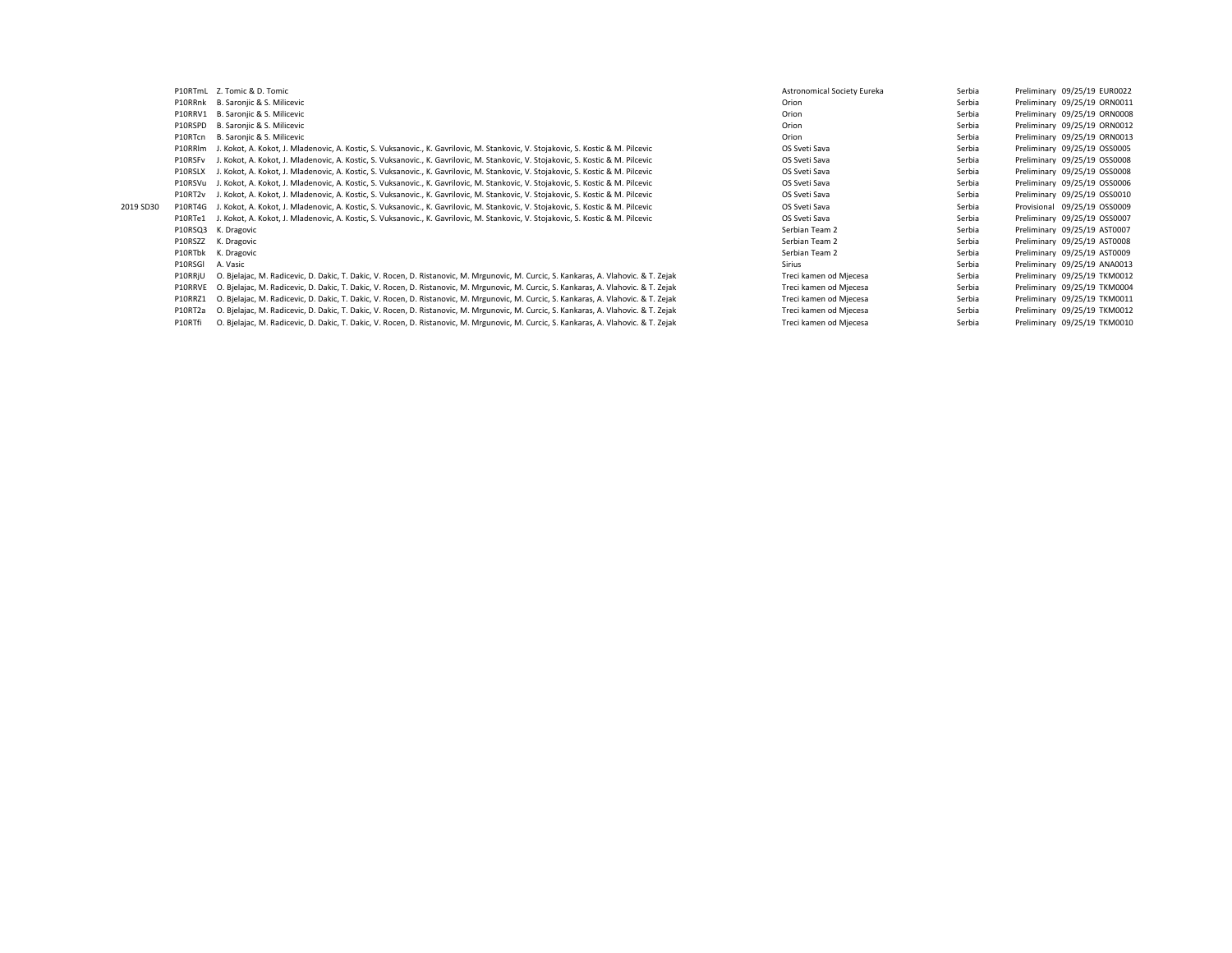| | | | | | | | |
|---|---|---|---|---|---|---|---|
| | P10RTmL | Z. Tomic & D. Tomic | Astronomical Society Eureka | Serbia | Preliminary | 09/25/19 | EUR0022 |
| | P10RRnk | B. Saronjic & S. Milicevic | Orion | Serbia | Preliminary | 09/25/19 | ORN0011 |
| | P10RRV1 | B. Saronjic & S. Milicevic | Orion | Serbia | Preliminary | 09/25/19 | ORN0008 |
| | P10RSPD | B. Saronjic & S. Milicevic | Orion | Serbia | Preliminary | 09/25/19 | ORN0012 |
| | P10RTcn | B. Saronjic & S. Milicevic | Orion | Serbia | Preliminary | 09/25/19 | ORN0013 |
| | P10RRlm | J. Kokot, A. Kokot, J. Mladenovic, A. Kostic, S. Vuksanovic., K. Gavrilovic, M. Stankovic, V. Stojakovic, S. Kostic & M. Pilcevic | OS Sveti Sava | Serbia | Preliminary | 09/25/19 | OSS0005 |
| | P10RSFv | J. Kokot, A. Kokot, J. Mladenovic, A. Kostic, S. Vuksanovic., K. Gavrilovic, M. Stankovic, V. Stojakovic, S. Kostic & M. Pilcevic | OS Sveti Sava | Serbia | Preliminary | 09/25/19 | OSS0008 |
| | P10RSLX | J. Kokot, A. Kokot, J. Mladenovic, A. Kostic, S. Vuksanovic., K. Gavrilovic, M. Stankovic, V. Stojakovic, S. Kostic & M. Pilcevic | OS Sveti Sava | Serbia | Preliminary | 09/25/19 | OSS0008 |
| | P10RSVu | J. Kokot, A. Kokot, J. Mladenovic, A. Kostic, S. Vuksanovic., K. Gavrilovic, M. Stankovic, V. Stojakovic, S. Kostic & M. Pilcevic | OS Sveti Sava | Serbia | Preliminary | 09/25/19 | OSS0006 |
| | P10RT2v | J. Kokot, A. Kokot, J. Mladenovic, A. Kostic, S. Vuksanovic., K. Gavrilovic, M. Stankovic, V. Stojakovic, S. Kostic & M. Pilcevic | OS Sveti Sava | Serbia | Preliminary | 09/25/19 | OSS0010 |
| 2019 SD30 | P10RT4G | J. Kokot, A. Kokot, J. Mladenovic, A. Kostic, S. Vuksanovic., K. Gavrilovic, M. Stankovic, V. Stojakovic, S. Kostic & M. Pilcevic | OS Sveti Sava | Serbia | Provisional | 09/25/19 | OSS0009 |
| | P10RTe1 | J. Kokot, A. Kokot, J. Mladenovic, A. Kostic, S. Vuksanovic., K. Gavrilovic, M. Stankovic, V. Stojakovic, S. Kostic & M. Pilcevic | OS Sveti Sava | Serbia | Preliminary | 09/25/19 | OSS0007 |
| | P10RSQ3 | K. Dragovic | Serbian Team 2 | Serbia | Preliminary | 09/25/19 | AST0007 |
| | P10RSZZ | K. Dragovic | Serbian Team 2 | Serbia | Preliminary | 09/25/19 | AST0008 |
| | P10RTbk | K. Dragovic | Serbian Team 2 | Serbia | Preliminary | 09/25/19 | AST0009 |
| | P10RSGl | A. Vasic | Sirius | Serbia | Preliminary | 09/25/19 | ANA0013 |
| | P10RRjU | O. Bjelajac, M. Radicevic, D. Dakic, T. Dakic, V. Rocen, D. Ristanovic, M. Mrgunovic, M. Curcic, S. Kankaras, A. Vlahovic. & T. Zejak | Treci kamen od Mjecesa | Serbia | Preliminary | 09/25/19 | TKM0012 |
| | P10RRVE | O. Bjelajac, M. Radicevic, D. Dakic, T. Dakic, V. Rocen, D. Ristanovic, M. Mrgunovic, M. Curcic, S. Kankaras, A. Vlahovic. & T. Zejak | Treci kamen od Mjecesa | Serbia | Preliminary | 09/25/19 | TKM0004 |
| | P10RRZ1 | O. Bjelajac, M. Radicevic, D. Dakic, T. Dakic, V. Rocen, D. Ristanovic, M. Mrgunovic, M. Curcic, S. Kankaras, A. Vlahovic. & T. Zejak | Treci kamen od Mjecesa | Serbia | Preliminary | 09/25/19 | TKM0011 |
| | P10RT2a | O. Bjelajac, M. Radicevic, D. Dakic, T. Dakic, V. Rocen, D. Ristanovic, M. Mrgunovic, M. Curcic, S. Kankaras, A. Vlahovic. & T. Zejak | Treci kamen od Mjecesa | Serbia | Preliminary | 09/25/19 | TKM0012 |
| | P10RTfi | O. Bjelajac, M. Radicevic, D. Dakic, T. Dakic, V. Rocen, D. Ristanovic, M. Mrgunovic, M. Curcic, S. Kankaras, A. Vlahovic. & T. Zejak | Treci kamen od Mjecesa | Serbia | Preliminary | 09/25/19 | TKM0010 |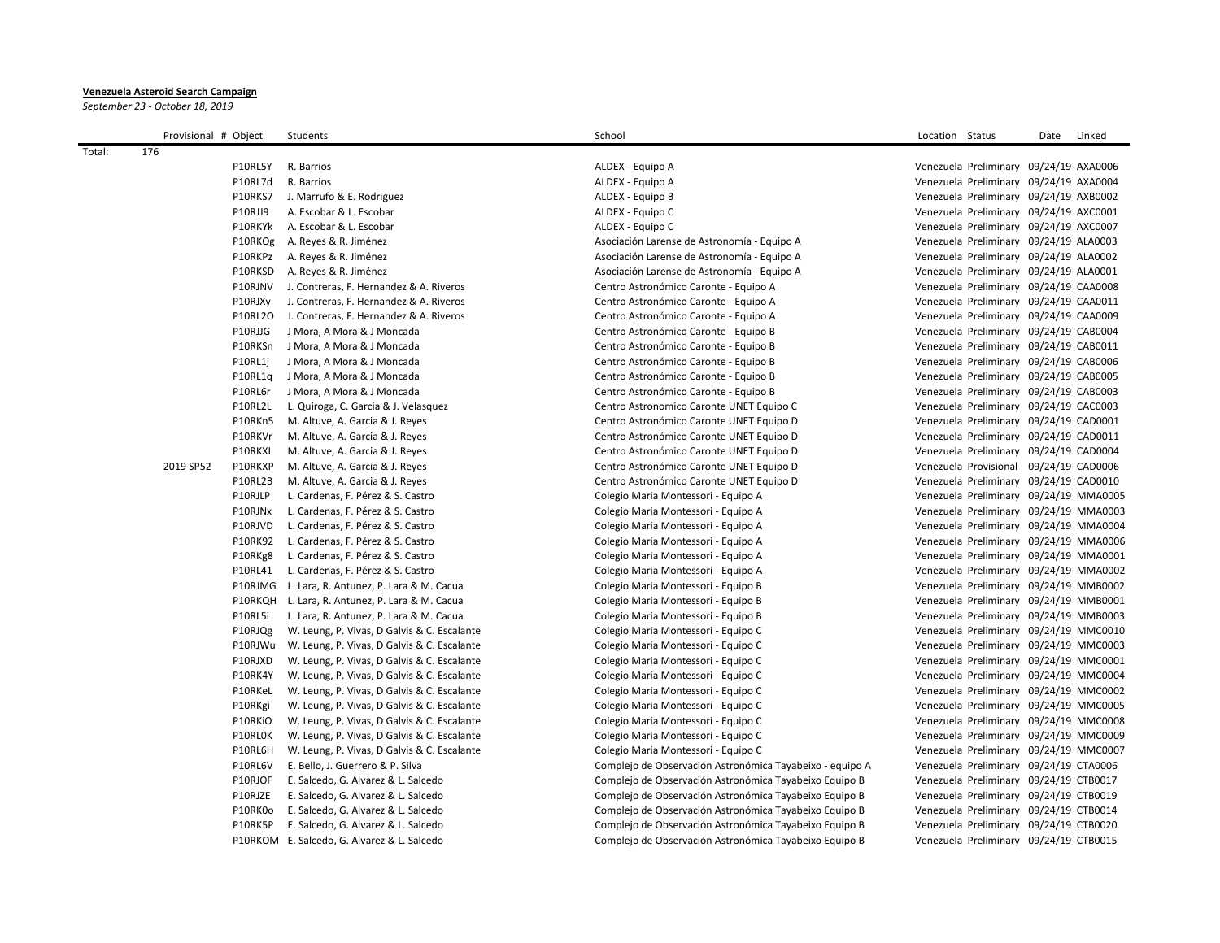**Venezuela Asteroid Search Campaign**

*September 23 - October 18, 2019*

| | Provisional # | Object | Students | School | Location | Status | Date | Linked |
|---|---|---|---|---|---|---|---|---|
| Total: | 176 | | | | | | | |
| | | P10RL5Y | R. Barrios | ALDEX - Equipo A | Venezuela | Preliminary | 09/24/19 | AXA0006 |
| | | P10RL7d | R. Barrios | ALDEX - Equipo A | Venezuela | Preliminary | 09/24/19 | AXA0004 |
| | | P10RKS7 | J. Marrufo & E. Rodriguez | ALDEX - Equipo B | Venezuela | Preliminary | 09/24/19 | AXB0002 |
| | | P10RJJ9 | A. Escobar & L. Escobar | ALDEX - Equipo C | Venezuela | Preliminary | 09/24/19 | AXC0001 |
| | | P10RKYk | A. Escobar & L. Escobar | ALDEX - Equipo C | Venezuela | Preliminary | 09/24/19 | AXC0007 |
| | | P10RKOg | A. Reyes & R. Jiménez | Asociación Larense de Astronomía - Equipo A | Venezuela | Preliminary | 09/24/19 | ALA0003 |
| | | P10RKPz | A. Reyes & R. Jiménez | Asociación Larense de Astronomía - Equipo A | Venezuela | Preliminary | 09/24/19 | ALA0002 |
| | | P10RKSD | A. Reyes & R. Jiménez | Asociación Larense de Astronomía - Equipo A | Venezuela | Preliminary | 09/24/19 | ALA0001 |
| | | P10RJNV | J. Contreras, F. Hernandez & A. Riveros | Centro Astronómico Caronte - Equipo A | Venezuela | Preliminary | 09/24/19 | CAA0008 |
| | | P10RJXy | J. Contreras, F. Hernandez & A. Riveros | Centro Astronómico Caronte - Equipo A | Venezuela | Preliminary | 09/24/19 | CAA0011 |
| | | P10RL2O | J. Contreras, F. Hernandez & A. Riveros | Centro Astronómico Caronte - Equipo A | Venezuela | Preliminary | 09/24/19 | CAA0009 |
| | | P10RJJG | J Mora, A Mora & J Moncada | Centro Astronómico Caronte - Equipo B | Venezuela | Preliminary | 09/24/19 | CAB0004 |
| | | P10RKSn | J Mora, A Mora & J Moncada | Centro Astronómico Caronte - Equipo B | Venezuela | Preliminary | 09/24/19 | CAB0011 |
| | | P10RL1j | J Mora, A Mora & J Moncada | Centro Astronómico Caronte - Equipo B | Venezuela | Preliminary | 09/24/19 | CAB0006 |
| | | P10RL1q | J Mora, A Mora & J Moncada | Centro Astronómico Caronte - Equipo B | Venezuela | Preliminary | 09/24/19 | CAB0005 |
| | | P10RL6r | J Mora, A Mora & J Moncada | Centro Astronómico Caronte - Equipo B | Venezuela | Preliminary | 09/24/19 | CAB0003 |
| | | P10RL2L | L. Quiroga, C. Garcia & J. Velasquez | Centro Astronomico Caronte UNET Equipo C | Venezuela | Preliminary | 09/24/19 | CAC0003 |
| | | P10RKn5 | M. Altuve, A. Garcia & J. Reyes | Centro Astronómico Caronte UNET Equipo D | Venezuela | Preliminary | 09/24/19 | CAD0001 |
| | | P10RKVr | M. Altuve, A. Garcia & J. Reyes | Centro Astronómico Caronte UNET Equipo D | Venezuela | Preliminary | 09/24/19 | CAD0011 |
| | | P10RKXI | M. Altuve, A. Garcia & J. Reyes | Centro Astronómico Caronte UNET Equipo D | Venezuela | Preliminary | 09/24/19 | CAD0004 |
| | 2019 SP52 | P10RKXP | M. Altuve, A. Garcia & J. Reyes | Centro Astronómico Caronte UNET Equipo D | Venezuela | Provisional | 09/24/19 | CAD0006 |
| | | P10RL2B | M. Altuve, A. Garcia & J. Reyes | Centro Astronómico Caronte UNET Equipo D | Venezuela | Preliminary | 09/24/19 | CAD0010 |
| | | P10RJLP | L. Cardenas, F. Pérez & S. Castro | Colegio Maria Montessori - Equipo A | Venezuela | Preliminary | 09/24/19 | MMA0005 |
| | | P10RJNx | L. Cardenas, F. Pérez & S. Castro | Colegio Maria Montessori - Equipo A | Venezuela | Preliminary | 09/24/19 | MMA0003 |
| | | P10RJVD | L. Cardenas, F. Pérez & S. Castro | Colegio Maria Montessori - Equipo A | Venezuela | Preliminary | 09/24/19 | MMA0004 |
| | | P10RK92 | L. Cardenas, F. Pérez & S. Castro | Colegio Maria Montessori - Equipo A | Venezuela | Preliminary | 09/24/19 | MMA0006 |
| | | P10RKg8 | L. Cardenas, F. Pérez & S. Castro | Colegio Maria Montessori - Equipo A | Venezuela | Preliminary | 09/24/19 | MMA0001 |
| | | P10RL41 | L. Cardenas, F. Pérez & S. Castro | Colegio Maria Montessori - Equipo A | Venezuela | Preliminary | 09/24/19 | MMA0002 |
| | | P10RJMG | L. Lara, R. Antunez, P. Lara & M. Cacua | Colegio Maria Montessori - Equipo B | Venezuela | Preliminary | 09/24/19 | MMB0002 |
| | | P10RKQH | L. Lara, R. Antunez, P. Lara & M. Cacua | Colegio Maria Montessori - Equipo B | Venezuela | Preliminary | 09/24/19 | MMB0001 |
| | | P10RL5i | L. Lara, R. Antunez, P. Lara & M. Cacua | Colegio Maria Montessori - Equipo B | Venezuela | Preliminary | 09/24/19 | MMB0003 |
| | | P10RJQg | W. Leung, P. Vivas, D Galvis & C. Escalante | Colegio Maria Montessori - Equipo C | Venezuela | Preliminary | 09/24/19 | MMC0010 |
| | | P10RJWu | W. Leung, P. Vivas, D Galvis & C. Escalante | Colegio Maria Montessori - Equipo C | Venezuela | Preliminary | 09/24/19 | MMC0003 |
| | | P10RJXD | W. Leung, P. Vivas, D Galvis & C. Escalante | Colegio Maria Montessori - Equipo C | Venezuela | Preliminary | 09/24/19 | MMC0001 |
| | | P10RK4Y | W. Leung, P. Vivas, D Galvis & C. Escalante | Colegio Maria Montessori - Equipo C | Venezuela | Preliminary | 09/24/19 | MMC0004 |
| | | P10RKeL | W. Leung, P. Vivas, D Galvis & C. Escalante | Colegio Maria Montessori - Equipo C | Venezuela | Preliminary | 09/24/19 | MMC0002 |
| | | P10RKgi | W. Leung, P. Vivas, D Galvis & C. Escalante | Colegio Maria Montessori - Equipo C | Venezuela | Preliminary | 09/24/19 | MMC0005 |
| | | P10RKiO | W. Leung, P. Vivas, D Galvis & C. Escalante | Colegio Maria Montessori - Equipo C | Venezuela | Preliminary | 09/24/19 | MMC0008 |
| | | P10RL0K | W. Leung, P. Vivas, D Galvis & C. Escalante | Colegio Maria Montessori - Equipo C | Venezuela | Preliminary | 09/24/19 | MMC0009 |
| | | P10RL6H | W. Leung, P. Vivas, D Galvis & C. Escalante | Colegio Maria Montessori - Equipo C | Venezuela | Preliminary | 09/24/19 | MMC0007 |
| | | P10RL6V | E. Bello, J. Guerrero & P. Silva | Complejo de Observación Astronómica Tayabeixo - equipo A | Venezuela | Preliminary | 09/24/19 | CTA0006 |
| | | P10RJOF | E. Salcedo, G. Alvarez & L. Salcedo | Complejo de Observación Astronómica Tayabeixo Equipo B | Venezuela | Preliminary | 09/24/19 | CTB0017 |
| | | P10RJZE | E. Salcedo, G. Alvarez & L. Salcedo | Complejo de Observación Astronómica Tayabeixo Equipo B | Venezuela | Preliminary | 09/24/19 | CTB0019 |
| | | P10RK0o | E. Salcedo, G. Alvarez & L. Salcedo | Complejo de Observación Astronómica Tayabeixo Equipo B | Venezuela | Preliminary | 09/24/19 | CTB0014 |
| | | P10RK5P | E. Salcedo, G. Alvarez & L. Salcedo | Complejo de Observación Astronómica Tayabeixo Equipo B | Venezuela | Preliminary | 09/24/19 | CTB0020 |
| | | P10RKOM | E. Salcedo, G. Alvarez & L. Salcedo | Complejo de Observación Astronómica Tayabeixo Equipo B | Venezuela | Preliminary | 09/24/19 | CTB0015 |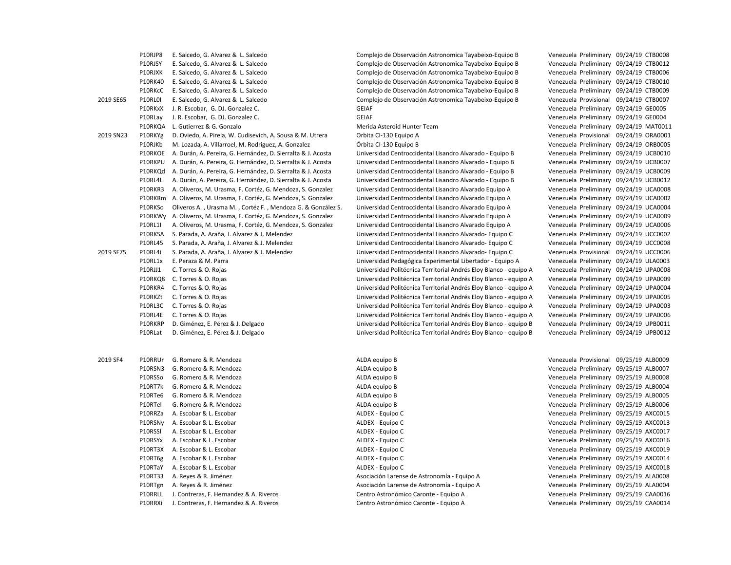| | | | | | | | |
|---|---|---|---|---|---|---|---|
| | P10RJP8 | E. Salcedo, G. Alvarez & L. Salcedo | Complejo de Observación Astronomica Tayabeixo-Equipo B | Venezuela | Preliminary | 09/24/19 | CTB0008 |
| | P10RJSY | E. Salcedo, G. Alvarez & L. Salcedo | Complejo de Observación Astronomica Tayabeixo-Equipo B | Venezuela | Preliminary | 09/24/19 | CTB0012 |
| | P10RJXK | E. Salcedo, G. Alvarez & L. Salcedo | Complejo de Observación Astronomica Tayabeixo-Equipo B | Venezuela | Preliminary | 09/24/19 | CTB0006 |
| | P10RK40 | E. Salcedo, G. Alvarez & L. Salcedo | Complejo de Observación Astronomica Tayabeixo-Equipo B | Venezuela | Preliminary | 09/24/19 | CTB0010 |
| | P10RKcC | E. Salcedo, G. Alvarez & L. Salcedo | Complejo de Observación Astronomica Tayabeixo-Equipo B | Venezuela | Preliminary | 09/24/19 | CTB0009 |
| 2019 SE65 | P10RL0I | E. Salcedo, G. Alvarez & L. Salcedo | Complejo de Observación Astronomica Tayabeixo-Equipo B | Venezuela | Provisional | 09/24/19 | CTB0007 |
| | P10RKxX | J. R. Escobar, G. DJ. Gonzalez C. | GEIAF | Venezuela | Preliminary | 09/24/19 | GE0005 |
| | P10RLay | J. R. Escobar, G. DJ. Gonzalez C. | GEIAF | Venezuela | Preliminary | 09/24/19 | GE0004 |
| | P10RKQA | L. Gutierrez & G. Gonzalo | Merida Asteroid Hunter Team | Venezuela | Preliminary | 09/24/19 | MAT0011 |
| 2019 SN23 | P10RKYg | D. Oviedo, A. Pirela, W. Cudisevich, A. Sousa & M. Utrera | Orbita CI-130 Equipo A | Venezuela | Provisional | 09/24/19 | ORA0001 |
| | P10RJKb | M. Lozada, A. Villarroel, M. Rodriguez, A. Gonzalez | Órbita CI-130 Equipo B | Venezuela | Preliminary | 09/24/19 | ORB0005 |
| | P10RKOE | A. Durán, A. Pereira, G. Hernández, D. Sierralta & J. Acosta | Universidad Centroccidental Lisandro Alvarado - Equipo B | Venezuela | Preliminary | 09/24/19 | UCB0010 |
| | P10RKPU | A. Durán, A. Pereira, G. Hernández, D. Sierralta & J. Acosta | Universidad Centroccidental Lisandro Alvarado - Equipo B | Venezuela | Preliminary | 09/24/19 | UCB0007 |
| | P10RKQd | A. Durán, A. Pereira, G. Hernández, D. Sierralta & J. Acosta | Universidad Centroccidental Lisandro Alvarado - Equipo B | Venezuela | Preliminary | 09/24/19 | UCB0009 |
| | P10RL4L | A. Durán, A. Pereira, G. Hernández, D. Sierralta & J. Acosta | Universidad Centroccidental Lisandro Alvarado - Equipo B | Venezuela | Preliminary | 09/24/19 | UCB0012 |
| | P10RKR3 | A. Oliveros, M. Urasma, F. Cortéz, G. Mendoza, S. Gonzalez | Universidad Centroccidental Lisandro Alvarado Equipo A | Venezuela | Preliminary | 09/24/19 | UCA0008 |
| | P10RKRm | A. Oliveros, M. Urasma, F. Cortéz, G. Mendoza, S. Gonzalez | Universidad Centroccidental Lisandro Alvarado Equipo A | Venezuela | Preliminary | 09/24/19 | UCA0002 |
| | P10RKSo | Oliveros A. , Urasma M. , Cortéz F. , Mendoza G. & González S. | Universidad Centroccidental Lisandro Alvarado Equipo A | Venezuela | Preliminary | 09/24/19 | UCA0004 |
| | P10RKWy | A. Oliveros, M. Urasma, F. Cortéz, G. Mendoza, S. Gonzalez | Universidad Centroccidental Lisandro Alvarado Equipo A | Venezuela | Preliminary | 09/24/19 | UCA0009 |
| | P10RL1I | A. Oliveros, M. Urasma, F. Cortéz, G. Mendoza, S. Gonzalez | Universidad Centroccidental Lisandro Alvarado Equipo A | Venezuela | Preliminary | 09/24/19 | UCA0006 |
| | P10RKSA | S. Parada, A. Araña, J. Alvarez & J. Melendez | Universidad Centroccidental Lisandro Alvarado- Equipo C | Venezuela | Preliminary | 09/24/19 | UCC0002 |
| | P10RL45 | S. Parada, A. Araña, J. Alvarez & J. Melendez | Universidad Centroccidental Lisandro Alvarado- Equipo C | Venezuela | Preliminary | 09/24/19 | UCC0008 |
| 2019 SF75 | P10RL4i | S. Parada, A. Araña, J. Alvarez & J. Melendez | Universidad Centroccidental Lisandro Alvarado- Equipo C | Venezuela | Provisional | 09/24/19 | UCC0006 |
| | P10RL1x | E. Peraza & M. Parra | Universidad Pedagógica Experimental Libertador - Equipo A | Venezuela | Preliminary | 09/24/19 | ULA0003 |
| | P10RJJ1 | C. Torres & O. Rojas | Universidad Politécnica Territorial Andrés Eloy Blanco - equipo A | Venezuela | Preliminary | 09/24/19 | UPA0008 |
| | P10RKQ8 | C. Torres & O. Rojas | Universidad Politécnica Territorial Andrés Eloy Blanco - equipo A | Venezuela | Preliminary | 09/24/19 | UPA0009 |
| | P10RKR4 | C. Torres & O. Rojas | Universidad Politécnica Territorial Andrés Eloy Blanco - equipo A | Venezuela | Preliminary | 09/24/19 | UPA0004 |
| | P10RKZt | C. Torres & O. Rojas | Universidad Politécnica Territorial Andrés Eloy Blanco - equipo A | Venezuela | Preliminary | 09/24/19 | UPA0005 |
| | P10RL3C | C. Torres & O. Rojas | Universidad Politécnica Territorial Andrés Eloy Blanco - equipo A | Venezuela | Preliminary | 09/24/19 | UPA0003 |
| | P10RL4E | C. Torres & O. Rojas | Universidad Politécnica Territorial Andrés Eloy Blanco - equipo A | Venezuela | Preliminary | 09/24/19 | UPA0006 |
| | P10RKRP | D. Giménez, E. Pérez & J. Delgado | Universidad Politécnica Territorial Andrés Eloy Blanco - equipo B | Venezuela | Preliminary | 09/24/19 | UPB0011 |
| | P10RLat | D. Giménez, E. Pérez & J. Delgado | Universidad Politécnica Territorial Andrés Eloy Blanco - equipo B | Venezuela | Preliminary | 09/24/19 | UPB0012 |
| 2019 SF4 | P10RRUr | G. Romero & R. Mendoza | ALDA equipo B | Venezuela | Provisional | 09/25/19 | ALB0009 |
| | P10RSN3 | G. Romero & R. Mendoza | ALDA equipo B | Venezuela | Preliminary | 09/25/19 | ALB0007 |
| | P10RSSo | G. Romero & R. Mendoza | ALDA equipo B | Venezuela | Preliminary | 09/25/19 | ALB0008 |
| | P10RT7k | G. Romero & R. Mendoza | ALDA equipo B | Venezuela | Preliminary | 09/25/19 | ALB0004 |
| | P10RTe6 | G. Romero & R. Mendoza | ALDA equipo B | Venezuela | Preliminary | 09/25/19 | ALB0005 |
| | P10RTel | G. Romero & R. Mendoza | ALDA equipo B | Venezuela | Preliminary | 09/25/19 | ALB0006 |
| | P10RRZa | A. Escobar & L. Escobar | ALDEX - Equipo C | Venezuela | Preliminary | 09/25/19 | AXC0015 |
| | P10RSNy | A. Escobar & L. Escobar | ALDEX - Equipo C | Venezuela | Preliminary | 09/25/19 | AXC0013 |
| | P10RSSl | A. Escobar & L. Escobar | ALDEX - Equipo C | Venezuela | Preliminary | 09/25/19 | AXC0017 |
| | P10RSYx | A. Escobar & L. Escobar | ALDEX - Equipo C | Venezuela | Preliminary | 09/25/19 | AXC0016 |
| | P10RT3X | A. Escobar & L. Escobar | ALDEX - Equipo C | Venezuela | Preliminary | 09/25/19 | AXC0019 |
| | P10RT6g | A. Escobar & L. Escobar | ALDEX - Equipo C | Venezuela | Preliminary | 09/25/19 | AXC0014 |
| | P10RTaY | A. Escobar & L. Escobar | ALDEX - Equipo C | Venezuela | Preliminary | 09/25/19 | AXC0018 |
| | P10RT33 | A. Reyes & R. Jiménez | Asociación Larense de Astronomía - Equipo A | Venezuela | Preliminary | 09/25/19 | ALA0008 |
| | P10RTgn | A. Reyes & R. Jiménez | Asociación Larense de Astronomía - Equipo A | Venezuela | Preliminary | 09/25/19 | ALA0004 |
| | P10RRLL | J. Contreras, F. Hernandez & A. Riveros | Centro Astronómico Caronte - Equipo A | Venezuela | Preliminary | 09/25/19 | CAA0016 |
| | P10RRXi | J. Contreras, F. Hernandez & A. Riveros | Centro Astronómico Caronte - Equipo A | Venezuela | Preliminary | 09/25/19 | CAA0014 |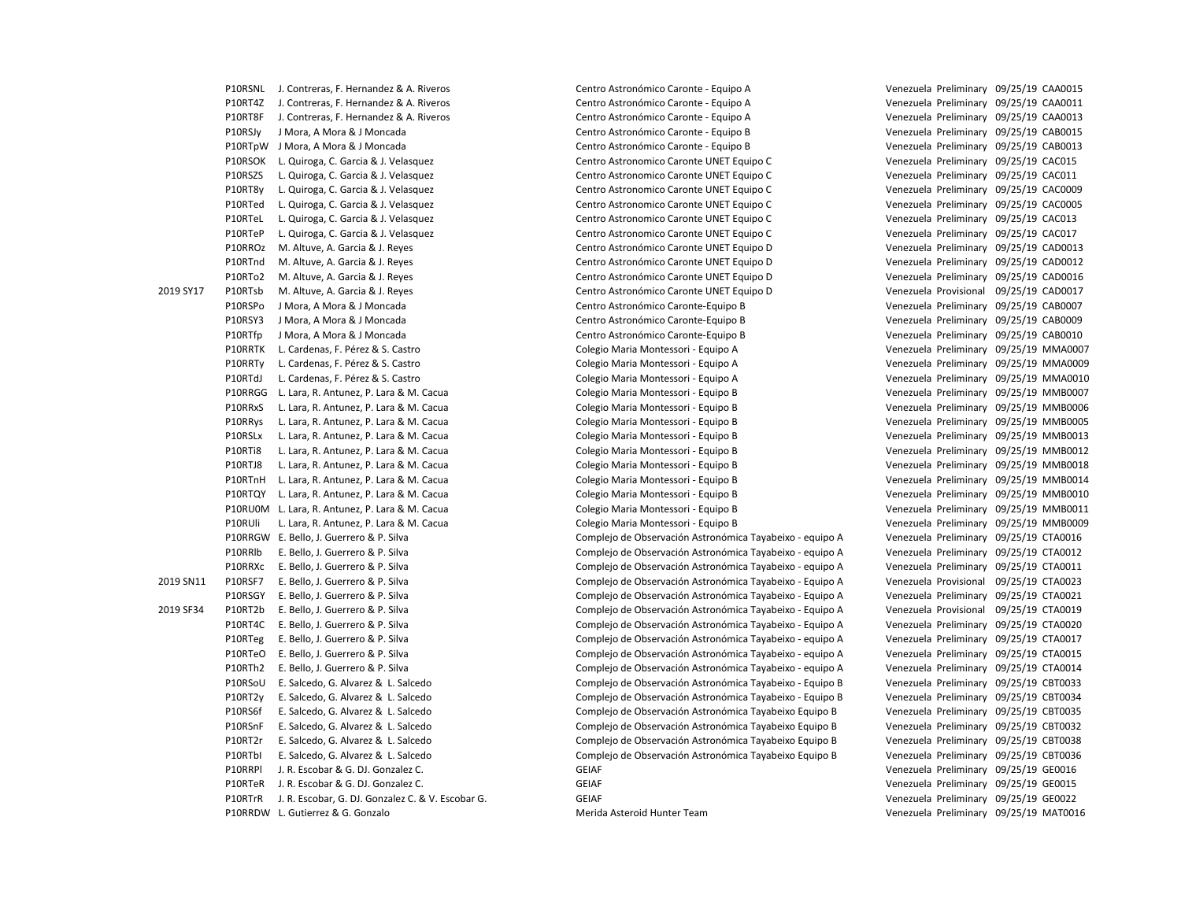| | | | | | | | |
|---|---|---|---|---|---|---|---|
| | P10RSNL | J. Contreras, F. Hernandez & A. Riveros | Centro Astronómico Caronte - Equipo A | Venezuela | Preliminary | 09/25/19 | CAA0015 |
| | P10RT4Z | J. Contreras, F. Hernandez & A. Riveros | Centro Astronómico Caronte - Equipo A | Venezuela | Preliminary | 09/25/19 | CAA0011 |
| | P10RT8F | J. Contreras, F. Hernandez & A. Riveros | Centro Astronómico Caronte - Equipo A | Venezuela | Preliminary | 09/25/19 | CAA0013 |
| | P10RSJy | J Mora, A Mora & J Moncada | Centro Astronómico Caronte - Equipo B | Venezuela | Preliminary | 09/25/19 | CAB0015 |
| | P10RTpW | J Mora, A Mora & J Moncada | Centro Astronómico Caronte - Equipo B | Venezuela | Preliminary | 09/25/19 | CAB0013 |
| | P10RSOK | L. Quiroga, C. Garcia & J. Velasquez | Centro Astronomico Caronte UNET Equipo C | Venezuela | Preliminary | 09/25/19 | CAC015 |
| | P10RSZS | L. Quiroga, C. Garcia & J. Velasquez | Centro Astronomico Caronte UNET Equipo C | Venezuela | Preliminary | 09/25/19 | CAC011 |
| | P10RT8y | L. Quiroga, C. Garcia & J. Velasquez | Centro Astronomico Caronte UNET Equipo C | Venezuela | Preliminary | 09/25/19 | CAC0009 |
| | P10RTed | L. Quiroga, C. Garcia & J. Velasquez | Centro Astronomico Caronte UNET Equipo C | Venezuela | Preliminary | 09/25/19 | CAC0005 |
| | P10RTeL | L. Quiroga, C. Garcia & J. Velasquez | Centro Astronomico Caronte UNET Equipo C | Venezuela | Preliminary | 09/25/19 | CAC013 |
| | P10RTeP | L. Quiroga, C. Garcia & J. Velasquez | Centro Astronomico Caronte UNET Equipo C | Venezuela | Preliminary | 09/25/19 | CAC017 |
| | P10RROz | M. Altuve, A. Garcia & J. Reyes | Centro Astronómico Caronte UNET Equipo D | Venezuela | Preliminary | 09/25/19 | CAD0013 |
| | P10RTnd | M. Altuve, A. Garcia & J. Reyes | Centro Astronómico Caronte UNET Equipo D | Venezuela | Preliminary | 09/25/19 | CAD0012 |
| | P10RTo2 | M. Altuve, A. Garcia & J. Reyes | Centro Astronómico Caronte UNET Equipo D | Venezuela | Preliminary | 09/25/19 | CAD0016 |
| 2019 SY17 | P10RTsb | M. Altuve, A. Garcia & J. Reyes | Centro Astronómico Caronte UNET Equipo D | Venezuela | Provisional | 09/25/19 | CAD0017 |
| | P10RSPo | J Mora, A Mora & J Moncada | Centro Astronómico Caronte-Equipo B | Venezuela | Preliminary | 09/25/19 | CAB0007 |
| | P10RSY3 | J Mora, A Mora & J Moncada | Centro Astronómico Caronte-Equipo B | Venezuela | Preliminary | 09/25/19 | CAB0009 |
| | P10RTfp | J Mora, A Mora & J Moncada | Centro Astronómico Caronte-Equipo B | Venezuela | Preliminary | 09/25/19 | CAB0010 |
| | P10RRTK | L. Cardenas, F. Pérez & S. Castro | Colegio Maria Montessori - Equipo A | Venezuela | Preliminary | 09/25/19 | MMA0007 |
| | P10RRTy | L. Cardenas, F. Pérez & S. Castro | Colegio Maria Montessori - Equipo A | Venezuela | Preliminary | 09/25/19 | MMA0009 |
| | P10RTdJ | L. Cardenas, F. Pérez & S. Castro | Colegio Maria Montessori - Equipo A | Venezuela | Preliminary | 09/25/19 | MMA0010 |
| | P10RRGG | L. Lara, R. Antunez, P. Lara & M. Cacua | Colegio Maria Montessori - Equipo B | Venezuela | Preliminary | 09/25/19 | MMB0007 |
| | P10RRxS | L. Lara, R. Antunez, P. Lara & M. Cacua | Colegio Maria Montessori - Equipo B | Venezuela | Preliminary | 09/25/19 | MMB0006 |
| | P10RRys | L. Lara, R. Antunez, P. Lara & M. Cacua | Colegio Maria Montessori - Equipo B | Venezuela | Preliminary | 09/25/19 | MMB0005 |
| | P10RSLx | L. Lara, R. Antunez, P. Lara & M. Cacua | Colegio Maria Montessori - Equipo B | Venezuela | Preliminary | 09/25/19 | MMB0013 |
| | P10RTi8 | L. Lara, R. Antunez, P. Lara & M. Cacua | Colegio Maria Montessori - Equipo B | Venezuela | Preliminary | 09/25/19 | MMB0012 |
| | P10RTJ8 | L. Lara, R. Antunez, P. Lara & M. Cacua | Colegio Maria Montessori - Equipo B | Venezuela | Preliminary | 09/25/19 | MMB0018 |
| | P10RTnH | L. Lara, R. Antunez, P. Lara & M. Cacua | Colegio Maria Montessori - Equipo B | Venezuela | Preliminary | 09/25/19 | MMB0014 |
| | P10RTQY | L. Lara, R. Antunez, P. Lara & M. Cacua | Colegio Maria Montessori - Equipo B | Venezuela | Preliminary | 09/25/19 | MMB0010 |
| | P10RU0M | L. Lara, R. Antunez, P. Lara & M. Cacua | Colegio Maria Montessori - Equipo B | Venezuela | Preliminary | 09/25/19 | MMB0011 |
| | P10RUli | L. Lara, R. Antunez, P. Lara & M. Cacua | Colegio Maria Montessori - Equipo B | Venezuela | Preliminary | 09/25/19 | MMB0009 |
| | P10RRGW | E. Bello, J. Guerrero & P. Silva | Complejo de Observación Astronómica Tayabeixo - equipo A | Venezuela | Preliminary | 09/25/19 | CTA0016 |
| | P10RRlb | E. Bello, J. Guerrero & P. Silva | Complejo de Observación Astronómica Tayabeixo - equipo A | Venezuela | Preliminary | 09/25/19 | CTA0012 |
| | P10RRXc | E. Bello, J. Guerrero & P. Silva | Complejo de Observación Astronómica Tayabeixo - equipo A | Venezuela | Preliminary | 09/25/19 | CTA0011 |
| 2019 SN11 | P10RSF7 | E. Bello, J. Guerrero & P. Silva | Complejo de Observación Astronómica Tayabeixo - Equipo A | Venezuela | Provisional | 09/25/19 | CTA0023 |
| | P10RSGY | E. Bello, J. Guerrero & P. Silva | Complejo de Observación Astronómica Tayabeixo - Equipo A | Venezuela | Preliminary | 09/25/19 | CTA0021 |
| 2019 SF34 | P10RT2b | E. Bello, J. Guerrero & P. Silva | Complejo de Observación Astronómica Tayabeixo - Equipo A | Venezuela | Provisional | 09/25/19 | CTA0019 |
| | P10RT4C | E. Bello, J. Guerrero & P. Silva | Complejo de Observación Astronómica Tayabeixo - Equipo A | Venezuela | Preliminary | 09/25/19 | CTA0020 |
| | P10RTeg | E. Bello, J. Guerrero & P. Silva | Complejo de Observación Astronómica Tayabeixo - equipo A | Venezuela | Preliminary | 09/25/19 | CTA0017 |
| | P10RTeO | E. Bello, J. Guerrero & P. Silva | Complejo de Observación Astronómica Tayabeixo - equipo A | Venezuela | Preliminary | 09/25/19 | CTA0015 |
| | P10RTh2 | E. Bello, J. Guerrero & P. Silva | Complejo de Observación Astronómica Tayabeixo - equipo A | Venezuela | Preliminary | 09/25/19 | CTA0014 |
| | P10RSoU | E. Salcedo, G. Alvarez & L. Salcedo | Complejo de Observación Astronómica Tayabeixo - Equipo B | Venezuela | Preliminary | 09/25/19 | CBT0033 |
| | P10RT2y | E. Salcedo, G. Alvarez & L. Salcedo | Complejo de Observación Astronómica Tayabeixo - Equipo B | Venezuela | Preliminary | 09/25/19 | CBT0034 |
| | P10RS6f | E. Salcedo, G. Alvarez & L. Salcedo | Complejo de Observación Astronómica Tayabeixo Equipo B | Venezuela | Preliminary | 09/25/19 | CBT0035 |
| | P10RSnF | E. Salcedo, G. Alvarez & L. Salcedo | Complejo de Observación Astronómica Tayabeixo Equipo B | Venezuela | Preliminary | 09/25/19 | CBT0032 |
| | P10RT2r | E. Salcedo, G. Alvarez & L. Salcedo | Complejo de Observación Astronómica Tayabeixo Equipo B | Venezuela | Preliminary | 09/25/19 | CBT0038 |
| | P10RTbl | E. Salcedo, G. Alvarez & L. Salcedo | Complejo de Observación Astronómica Tayabeixo Equipo B | Venezuela | Preliminary | 09/25/19 | CBT0036 |
| | P10RRPl | J. R. Escobar & G. DJ. Gonzalez C. | GEIAF | Venezuela | Preliminary | 09/25/19 | GE0016 |
| | P10RTeR | J. R. Escobar & G. DJ. Gonzalez C. | GEIAF | Venezuela | Preliminary | 09/25/19 | GE0015 |
| | P10RTrR | J. R. Escobar, G. DJ. Gonzalez C. & V. Escobar G. | GEIAF | Venezuela | Preliminary | 09/25/19 | GE0022 |
| | P10RRDW | L. Gutierrez & G. Gonzalo | Merida Asteroid Hunter Team | Venezuela | Preliminary | 09/25/19 | MAT0016 |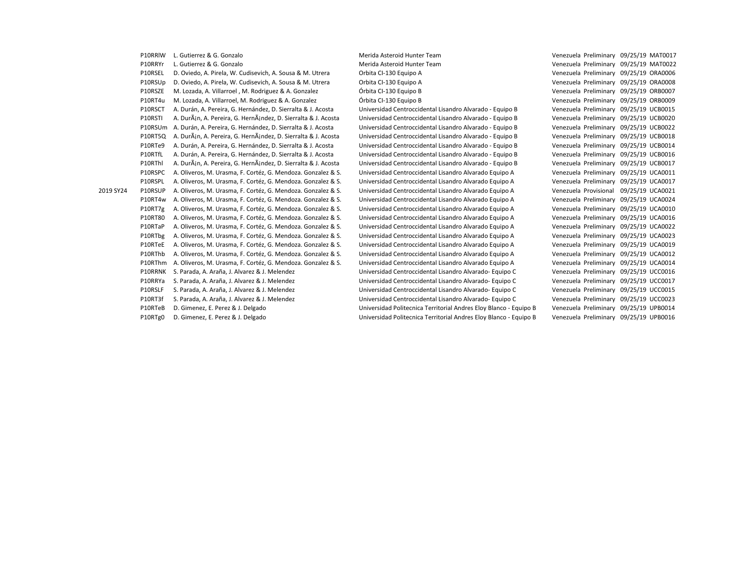| | | | | | | | |
|---|---|---|---|---|---|---|---|
| | P10RRlW | L. Gutierrez & G. Gonzalo | Merida Asteroid Hunter Team | Venezuela | Preliminary | 09/25/19 | MAT0017 |
| | P10RRYr | L. Gutierrez & G. Gonzalo | Merida Asteroid Hunter Team | Venezuela | Preliminary | 09/25/19 | MAT0022 |
| | P10RSEL | D. Oviedo, A. Pirela, W. Cudisevich, A. Sousa & M. Utrera | Orbita CI-130 Equipo A | Venezuela | Preliminary | 09/25/19 | ORA0006 |
| | P10RSUp | D. Oviedo, A. Pirela, W. Cudisevich, A. Sousa & M. Utrera | Orbita CI-130 Equipo A | Venezuela | Preliminary | 09/25/19 | ORA0008 |
| | P10RSZE | M. Lozada, A. Villarroel , M. Rodriguez & A. Gonzalez | Órbita CI-130 Equipo B | Venezuela | Preliminary | 09/25/19 | ORB0007 |
| | P10RT4u | M. Lozada, A. Villarroel, M. Rodriguez & A. Gonzalez | Órbita CI-130 Equipo B | Venezuela | Preliminary | 09/25/19 | ORB0009 |
| | P10RSCT | A. Durán, A. Pereira, G. Hernández, D. Sierralta & J. Acosta | Universidad Centroccidental Lisandro Alvarado - Equipo B | Venezuela | Preliminary | 09/25/19 | UCB0015 |
| | P10RSTI | A. DurÃ¡n, A. Pereira, G. HernÃ¡ndez, D. Sierralta & J. Acosta | Universidad Centroccidental Lisandro Alvarado - Equipo B | Venezuela | Preliminary | 09/25/19 | UCB0020 |
| | P10RSUm | A. Durán, A. Pereira, G. Hernández, D. Sierralta & J. Acosta | Universidad Centroccidental Lisandro Alvarado - Equipo B | Venezuela | Preliminary | 09/25/19 | UCB0022 |
| | P10RT5Q | A. DurÃ¡n, A. Pereira, G. HernÃ¡ndez, D. Sierralta & J. Acosta | Universidad Centroccidental Lisandro Alvarado - Equipo B | Venezuela | Preliminary | 09/25/19 | UCB0018 |
| | P10RTe9 | A. Durán, A. Pereira, G. Hernández, D. Sierralta & J. Acosta | Universidad Centroccidental Lisandro Alvarado - Equipo B | Venezuela | Preliminary | 09/25/19 | UCB0014 |
| | P10RTfL | A. Durán, A. Pereira, G. Hernández, D. Sierralta & J. Acosta | Universidad Centroccidental Lisandro Alvarado - Equipo B | Venezuela | Preliminary | 09/25/19 | UCB0016 |
| | P10RThl | A. DurÃ¡n, A. Pereira, G. HernÃ¡ndez, D. Sierralta & J. Acosta | Universidad Centroccidental Lisandro Alvarado - Equipo B | Venezuela | Preliminary | 09/25/19 | UCB0017 |
| | P10RSPC | A. Oliveros, M. Urasma, F. Cortéz, G. Mendoza. Gonzalez & S. | Universidad Centroccidental Lisandro Alvarado Equipo A | Venezuela | Preliminary | 09/25/19 | UCA0011 |
| | P10RSPL | A. Oliveros, M. Urasma, F. Cortéz, G. Mendoza. Gonzalez & S. | Universidad Centroccidental Lisandro Alvarado Equipo A | Venezuela | Preliminary | 09/25/19 | UCA0017 |
| 2019 SY24 | P10RSUP | A. Oliveros, M. Urasma, F. Cortéz, G. Mendoza. Gonzalez & S. | Universidad Centroccidental Lisandro Alvarado Equipo A | Venezuela | Provisional | 09/25/19 | UCA0021 |
| | P10RT4w | A. Oliveros, M. Urasma, F. Cortéz, G. Mendoza. Gonzalez & S. | Universidad Centroccidental Lisandro Alvarado Equipo A | Venezuela | Preliminary | 09/25/19 | UCA0024 |
| | P10RT7g | A. Oliveros, M. Urasma, F. Cortéz, G. Mendoza. Gonzalez & S. | Universidad Centroccidental Lisandro Alvarado Equipo A | Venezuela | Preliminary | 09/25/19 | UCA0010 |
| | P10RT80 | A. Oliveros, M. Urasma, F. Cortéz, G. Mendoza. Gonzalez & S. | Universidad Centroccidental Lisandro Alvarado Equipo A | Venezuela | Preliminary | 09/25/19 | UCA0016 |
| | P10RTaP | A. Oliveros, M. Urasma, F. Cortéz, G. Mendoza. Gonzalez & S. | Universidad Centroccidental Lisandro Alvarado Equipo A | Venezuela | Preliminary | 09/25/19 | UCA0022 |
| | P10RTbg | A. Oliveros, M. Urasma, F. Cortéz, G. Mendoza. Gonzalez & S. | Universidad Centroccidental Lisandro Alvarado Equipo A | Venezuela | Preliminary | 09/25/19 | UCA0023 |
| | P10RTeE | A. Oliveros, M. Urasma, F. Cortéz, G. Mendoza. Gonzalez & S. | Universidad Centroccidental Lisandro Alvarado Equipo A | Venezuela | Preliminary | 09/25/19 | UCA0019 |
| | P10RThb | A. Oliveros, M. Urasma, F. Cortéz, G. Mendoza. Gonzalez & S. | Universidad Centroccidental Lisandro Alvarado Equipo A | Venezuela | Preliminary | 09/25/19 | UCA0012 |
| | P10RThm | A. Oliveros, M. Urasma, F. Cortéz, G. Mendoza. Gonzalez & S. | Universidad Centroccidental Lisandro Alvarado Equipo A | Venezuela | Preliminary | 09/25/19 | UCA0014 |
| | P10RRNK | S. Parada, A. Araña, J. Alvarez & J. Melendez | Universidad Centroccidental Lisandro Alvarado- Equipo C | Venezuela | Preliminary | 09/25/19 | UCC0016 |
| | P10RRYa | S. Parada, A. Araña, J. Alvarez & J. Melendez | Universidad Centroccidental Lisandro Alvarado- Equipo C | Venezuela | Preliminary | 09/25/19 | UCC0017 |
| | P10RSLF | S. Parada, A. Araña, J. Alvarez & J. Melendez | Universidad Centroccidental Lisandro Alvarado- Equipo C | Venezuela | Preliminary | 09/25/19 | UCC0015 |
| | P10RT3f | S. Parada, A. Araña, J. Alvarez & J. Melendez | Universidad Centroccidental Lisandro Alvarado- Equipo C | Venezuela | Preliminary | 09/25/19 | UCC0023 |
| | P10RTeB | D. Gimenez, E. Perez & J. Delgado | Universidad Politecnica Territorial Andres Eloy Blanco - Equipo B | Venezuela | Preliminary | 09/25/19 | UPB0014 |
| | P10RTg0 | D. Gimenez, E. Perez & J. Delgado | Universidad Politecnica Territorial Andres Eloy Blanco - Equipo B | Venezuela | Preliminary | 09/25/19 | UPB0016 |